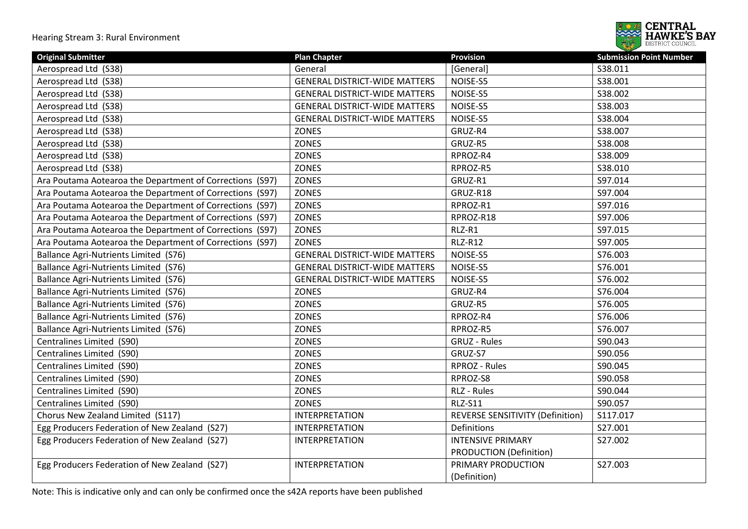| Original Submitter | Plan Chapter | Provision | Submission Point Number |
|---|---|---|---|
| Aerospread Ltd (S38) | General | [General] | S38.011 |
| Aerospread Ltd (S38) | GENERAL DISTRICT-WIDE MATTERS | NOISE-S5 | S38.001 |
| Aerospread Ltd (S38) | GENERAL DISTRICT-WIDE MATTERS | NOISE-S5 | S38.002 |
| Aerospread Ltd (S38) | GENERAL DISTRICT-WIDE MATTERS | NOISE-S5 | S38.003 |
| Aerospread Ltd (S38) | GENERAL DISTRICT-WIDE MATTERS | NOISE-S5 | S38.004 |
| Aerospread Ltd (S38) | ZONES | GRUZ-R4 | S38.007 |
| Aerospread Ltd (S38) | ZONES | GRUZ-R5 | S38.008 |
| Aerospread Ltd (S38) | ZONES | RPROZ-R4 | S38.009 |
| Aerospread Ltd (S38) | ZONES | RPROZ-R5 | S38.010 |
| Ara Poutama Aotearoa the Department of Corrections (S97) | ZONES | GRUZ-R1 | S97.014 |
| Ara Poutama Aotearoa the Department of Corrections (S97) | ZONES | GRUZ-R18 | S97.004 |
| Ara Poutama Aotearoa the Department of Corrections (S97) | ZONES | RPROZ-R1 | S97.016 |
| Ara Poutama Aotearoa the Department of Corrections (S97) | ZONES | RPROZ-R18 | S97.006 |
| Ara Poutama Aotearoa the Department of Corrections (S97) | ZONES | RLZ-R1 | S97.015 |
| Ara Poutama Aotearoa the Department of Corrections (S97) | ZONES | RLZ-R12 | S97.005 |
| Ballance Agri-Nutrients Limited (S76) | GENERAL DISTRICT-WIDE MATTERS | NOISE-S5 | S76.003 |
| Ballance Agri-Nutrients Limited (S76) | GENERAL DISTRICT-WIDE MATTERS | NOISE-S5 | S76.001 |
| Ballance Agri-Nutrients Limited (S76) | GENERAL DISTRICT-WIDE MATTERS | NOISE-S5 | S76.002 |
| Ballance Agri-Nutrients Limited (S76) | ZONES | GRUZ-R4 | S76.004 |
| Ballance Agri-Nutrients Limited (S76) | ZONES | GRUZ-R5 | S76.005 |
| Ballance Agri-Nutrients Limited (S76) | ZONES | RPROZ-R4 | S76.006 |
| Ballance Agri-Nutrients Limited (S76) | ZONES | RPROZ-R5 | S76.007 |
| Centralines Limited (S90) | ZONES | GRUZ - Rules | S90.043 |
| Centralines Limited (S90) | ZONES | GRUZ-S7 | S90.056 |
| Centralines Limited (S90) | ZONES | RPROZ - Rules | S90.045 |
| Centralines Limited (S90) | ZONES | RPROZ-S8 | S90.058 |
| Centralines Limited (S90) | ZONES | RLZ - Rules | S90.044 |
| Centralines Limited (S90) | ZONES | RLZ-S11 | S90.057 |
| Chorus New Zealand Limited (S117) | INTERPRETATION | REVERSE SENSITIVITY (Definition) | S117.017 |
| Egg Producers Federation of New Zealand (S27) | INTERPRETATION | Definitions | S27.001 |
| Egg Producers Federation of New Zealand (S27) | INTERPRETATION | INTENSIVE PRIMARY PRODUCTION (Definition) | S27.002 |
| Egg Producers Federation of New Zealand (S27) | INTERPRETATION | PRIMARY PRODUCTION (Definition) | S27.003 |

Note: This is indicative only and can only be confirmed once the s42A reports have been published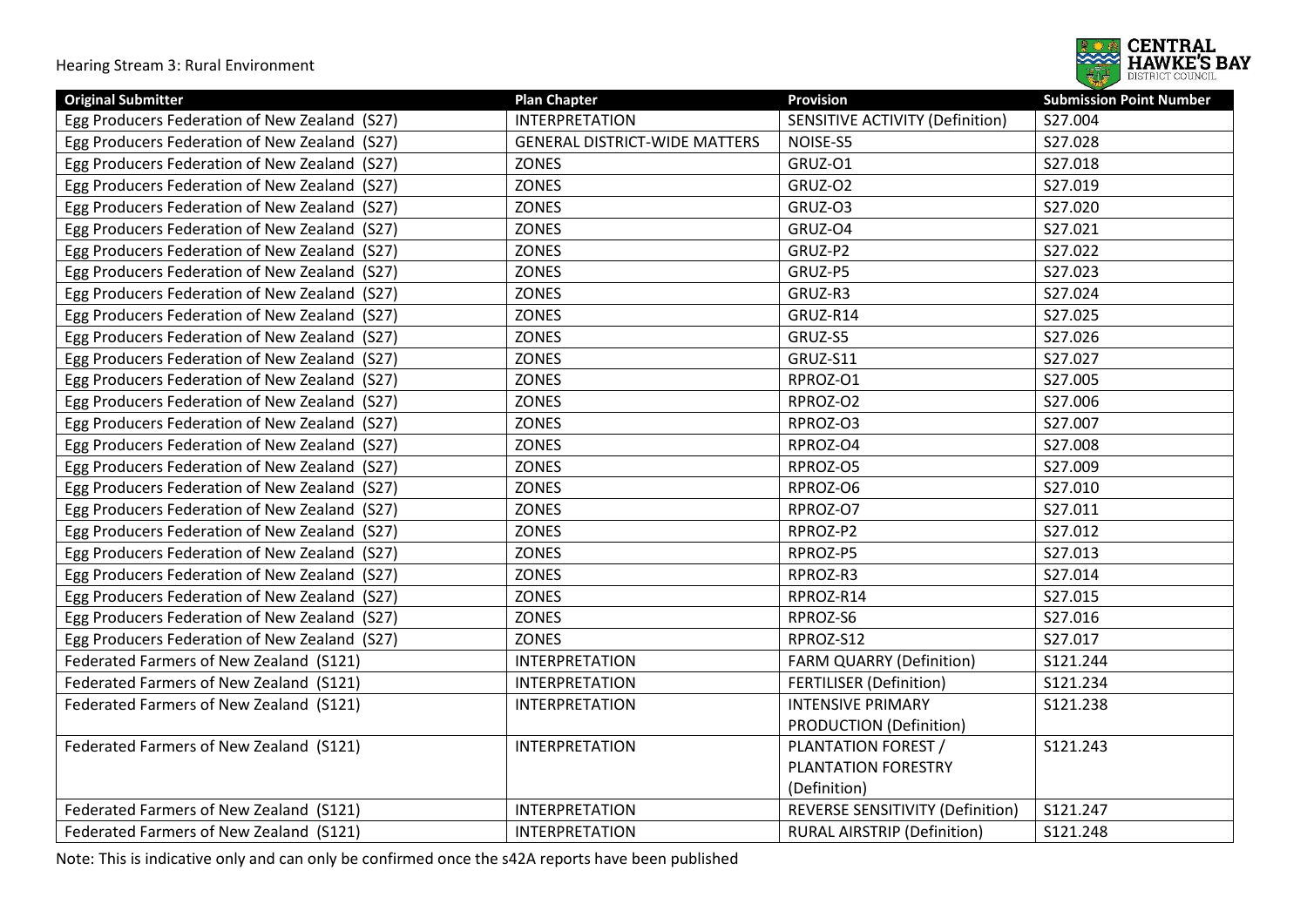| Original Submitter | Plan Chapter | Provision | Submission Point Number |
|---|---|---|---|
| Egg Producers Federation of New Zealand (S27) | INTERPRETATION | SENSITIVE ACTIVITY (Definition) | S27.004 |
| Egg Producers Federation of New Zealand (S27) | GENERAL DISTRICT-WIDE MATTERS | NOISE-S5 | S27.028 |
| Egg Producers Federation of New Zealand (S27) | ZONES | GRUZ-O1 | S27.018 |
| Egg Producers Federation of New Zealand (S27) | ZONES | GRUZ-O2 | S27.019 |
| Egg Producers Federation of New Zealand (S27) | ZONES | GRUZ-O3 | S27.020 |
| Egg Producers Federation of New Zealand (S27) | ZONES | GRUZ-O4 | S27.021 |
| Egg Producers Federation of New Zealand (S27) | ZONES | GRUZ-P2 | S27.022 |
| Egg Producers Federation of New Zealand (S27) | ZONES | GRUZ-P5 | S27.023 |
| Egg Producers Federation of New Zealand (S27) | ZONES | GRUZ-R3 | S27.024 |
| Egg Producers Federation of New Zealand (S27) | ZONES | GRUZ-R14 | S27.025 |
| Egg Producers Federation of New Zealand (S27) | ZONES | GRUZ-S5 | S27.026 |
| Egg Producers Federation of New Zealand (S27) | ZONES | GRUZ-S11 | S27.027 |
| Egg Producers Federation of New Zealand (S27) | ZONES | RPROZ-O1 | S27.005 |
| Egg Producers Federation of New Zealand (S27) | ZONES | RPROZ-O2 | S27.006 |
| Egg Producers Federation of New Zealand (S27) | ZONES | RPROZ-O3 | S27.007 |
| Egg Producers Federation of New Zealand (S27) | ZONES | RPROZ-O4 | S27.008 |
| Egg Producers Federation of New Zealand (S27) | ZONES | RPROZ-O5 | S27.009 |
| Egg Producers Federation of New Zealand (S27) | ZONES | RPROZ-O6 | S27.010 |
| Egg Producers Federation of New Zealand (S27) | ZONES | RPROZ-O7 | S27.011 |
| Egg Producers Federation of New Zealand (S27) | ZONES | RPROZ-P2 | S27.012 |
| Egg Producers Federation of New Zealand (S27) | ZONES | RPROZ-P5 | S27.013 |
| Egg Producers Federation of New Zealand (S27) | ZONES | RPROZ-R3 | S27.014 |
| Egg Producers Federation of New Zealand (S27) | ZONES | RPROZ-R14 | S27.015 |
| Egg Producers Federation of New Zealand (S27) | ZONES | RPROZ-S6 | S27.016 |
| Egg Producers Federation of New Zealand (S27) | ZONES | RPROZ-S12 | S27.017 |
| Federated Farmers of New Zealand (S121) | INTERPRETATION | FARM QUARRY (Definition) | S121.244 |
| Federated Farmers of New Zealand (S121) | INTERPRETATION | FERTILISER (Definition) | S121.234 |
| Federated Farmers of New Zealand (S121) | INTERPRETATION | INTENSIVE PRIMARY PRODUCTION (Definition) | S121.238 |
| Federated Farmers of New Zealand (S121) | INTERPRETATION | PLANTATION FOREST / PLANTATION FORESTRY (Definition) | S121.243 |
| Federated Farmers of New Zealand (S121) | INTERPRETATION | REVERSE SENSITIVITY (Definition) | S121.247 |
| Federated Farmers of New Zealand (S121) | INTERPRETATION | RURAL AIRSTRIP (Definition) | S121.248 |

Note: This is indicative only and can only be confirmed once the s42A reports have been published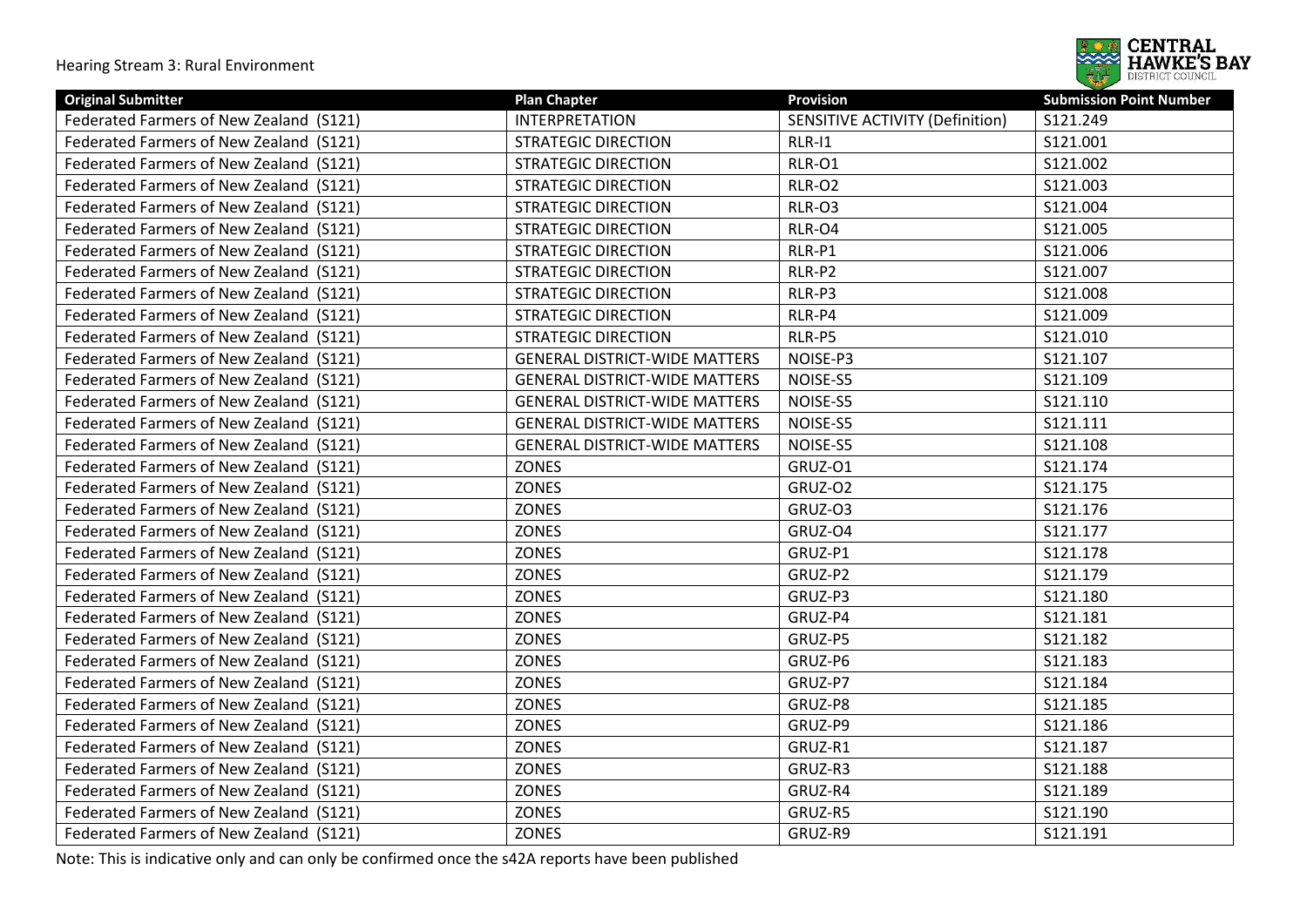| Original Submitter | Plan Chapter | Provision | Submission Point Number |
|---|---|---|---|
| Federated Farmers of New Zealand (S121) | INTERPRETATION | SENSITIVE ACTIVITY (Definition) | S121.249 |
| Federated Farmers of New Zealand (S121) | STRATEGIC DIRECTION | RLR-I1 | S121.001 |
| Federated Farmers of New Zealand (S121) | STRATEGIC DIRECTION | RLR-O1 | S121.002 |
| Federated Farmers of New Zealand (S121) | STRATEGIC DIRECTION | RLR-O2 | S121.003 |
| Federated Farmers of New Zealand (S121) | STRATEGIC DIRECTION | RLR-O3 | S121.004 |
| Federated Farmers of New Zealand (S121) | STRATEGIC DIRECTION | RLR-O4 | S121.005 |
| Federated Farmers of New Zealand (S121) | STRATEGIC DIRECTION | RLR-P1 | S121.006 |
| Federated Farmers of New Zealand (S121) | STRATEGIC DIRECTION | RLR-P2 | S121.007 |
| Federated Farmers of New Zealand (S121) | STRATEGIC DIRECTION | RLR-P3 | S121.008 |
| Federated Farmers of New Zealand (S121) | STRATEGIC DIRECTION | RLR-P4 | S121.009 |
| Federated Farmers of New Zealand (S121) | STRATEGIC DIRECTION | RLR-P5 | S121.010 |
| Federated Farmers of New Zealand (S121) | GENERAL DISTRICT-WIDE MATTERS | NOISE-P3 | S121.107 |
| Federated Farmers of New Zealand (S121) | GENERAL DISTRICT-WIDE MATTERS | NOISE-S5 | S121.109 |
| Federated Farmers of New Zealand (S121) | GENERAL DISTRICT-WIDE MATTERS | NOISE-S5 | S121.110 |
| Federated Farmers of New Zealand (S121) | GENERAL DISTRICT-WIDE MATTERS | NOISE-S5 | S121.111 |
| Federated Farmers of New Zealand (S121) | GENERAL DISTRICT-WIDE MATTERS | NOISE-S5 | S121.108 |
| Federated Farmers of New Zealand (S121) | ZONES | GRUZ-O1 | S121.174 |
| Federated Farmers of New Zealand (S121) | ZONES | GRUZ-O2 | S121.175 |
| Federated Farmers of New Zealand (S121) | ZONES | GRUZ-O3 | S121.176 |
| Federated Farmers of New Zealand (S121) | ZONES | GRUZ-O4 | S121.177 |
| Federated Farmers of New Zealand (S121) | ZONES | GRUZ-P1 | S121.178 |
| Federated Farmers of New Zealand (S121) | ZONES | GRUZ-P2 | S121.179 |
| Federated Farmers of New Zealand (S121) | ZONES | GRUZ-P3 | S121.180 |
| Federated Farmers of New Zealand (S121) | ZONES | GRUZ-P4 | S121.181 |
| Federated Farmers of New Zealand (S121) | ZONES | GRUZ-P5 | S121.182 |
| Federated Farmers of New Zealand (S121) | ZONES | GRUZ-P6 | S121.183 |
| Federated Farmers of New Zealand (S121) | ZONES | GRUZ-P7 | S121.184 |
| Federated Farmers of New Zealand (S121) | ZONES | GRUZ-P8 | S121.185 |
| Federated Farmers of New Zealand (S121) | ZONES | GRUZ-P9 | S121.186 |
| Federated Farmers of New Zealand (S121) | ZONES | GRUZ-R1 | S121.187 |
| Federated Farmers of New Zealand (S121) | ZONES | GRUZ-R3 | S121.188 |
| Federated Farmers of New Zealand (S121) | ZONES | GRUZ-R4 | S121.189 |
| Federated Farmers of New Zealand (S121) | ZONES | GRUZ-R5 | S121.190 |
| Federated Farmers of New Zealand (S121) | ZONES | GRUZ-R9 | S121.191 |

Note: This is indicative only and can only be confirmed once the s42A reports have been published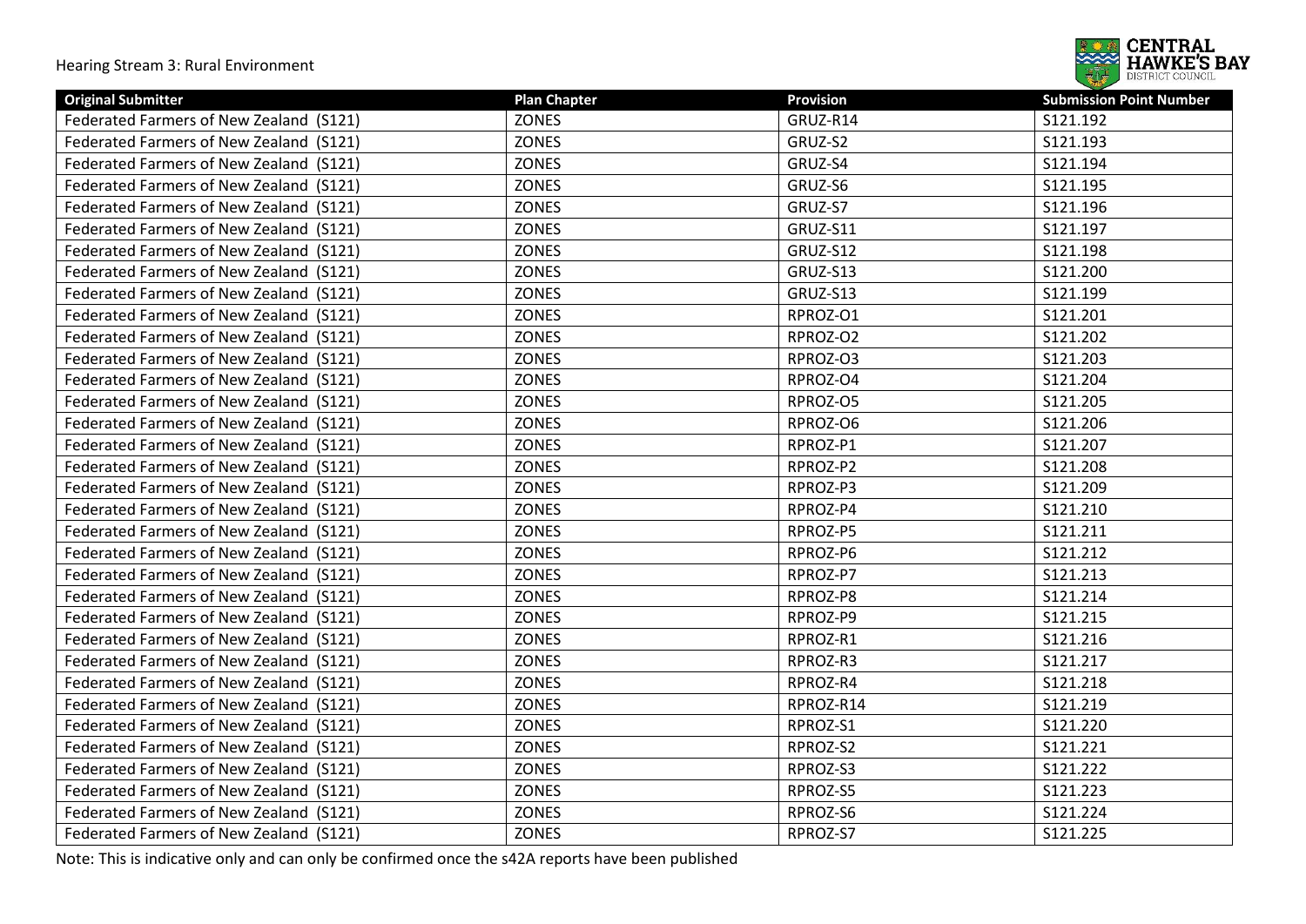| Original Submitter | Plan Chapter | Provision | Submission Point Number |
|---|---|---|---|
| Federated Farmers of New Zealand (S121) | ZONES | GRUZ-R14 | S121.192 |
| Federated Farmers of New Zealand (S121) | ZONES | GRUZ-S2 | S121.193 |
| Federated Farmers of New Zealand (S121) | ZONES | GRUZ-S4 | S121.194 |
| Federated Farmers of New Zealand (S121) | ZONES | GRUZ-S6 | S121.195 |
| Federated Farmers of New Zealand (S121) | ZONES | GRUZ-S7 | S121.196 |
| Federated Farmers of New Zealand (S121) | ZONES | GRUZ-S11 | S121.197 |
| Federated Farmers of New Zealand (S121) | ZONES | GRUZ-S12 | S121.198 |
| Federated Farmers of New Zealand (S121) | ZONES | GRUZ-S13 | S121.200 |
| Federated Farmers of New Zealand (S121) | ZONES | GRUZ-S13 | S121.199 |
| Federated Farmers of New Zealand (S121) | ZONES | RPROZ-O1 | S121.201 |
| Federated Farmers of New Zealand (S121) | ZONES | RPROZ-O2 | S121.202 |
| Federated Farmers of New Zealand (S121) | ZONES | RPROZ-O3 | S121.203 |
| Federated Farmers of New Zealand (S121) | ZONES | RPROZ-O4 | S121.204 |
| Federated Farmers of New Zealand (S121) | ZONES | RPROZ-O5 | S121.205 |
| Federated Farmers of New Zealand (S121) | ZONES | RPROZ-O6 | S121.206 |
| Federated Farmers of New Zealand (S121) | ZONES | RPROZ-P1 | S121.207 |
| Federated Farmers of New Zealand (S121) | ZONES | RPROZ-P2 | S121.208 |
| Federated Farmers of New Zealand (S121) | ZONES | RPROZ-P3 | S121.209 |
| Federated Farmers of New Zealand (S121) | ZONES | RPROZ-P4 | S121.210 |
| Federated Farmers of New Zealand (S121) | ZONES | RPROZ-P5 | S121.211 |
| Federated Farmers of New Zealand (S121) | ZONES | RPROZ-P6 | S121.212 |
| Federated Farmers of New Zealand (S121) | ZONES | RPROZ-P7 | S121.213 |
| Federated Farmers of New Zealand (S121) | ZONES | RPROZ-P8 | S121.214 |
| Federated Farmers of New Zealand (S121) | ZONES | RPROZ-P9 | S121.215 |
| Federated Farmers of New Zealand (S121) | ZONES | RPROZ-R1 | S121.216 |
| Federated Farmers of New Zealand (S121) | ZONES | RPROZ-R3 | S121.217 |
| Federated Farmers of New Zealand (S121) | ZONES | RPROZ-R4 | S121.218 |
| Federated Farmers of New Zealand (S121) | ZONES | RPROZ-R14 | S121.219 |
| Federated Farmers of New Zealand (S121) | ZONES | RPROZ-S1 | S121.220 |
| Federated Farmers of New Zealand (S121) | ZONES | RPROZ-S2 | S121.221 |
| Federated Farmers of New Zealand (S121) | ZONES | RPROZ-S3 | S121.222 |
| Federated Farmers of New Zealand (S121) | ZONES | RPROZ-S5 | S121.223 |
| Federated Farmers of New Zealand (S121) | ZONES | RPROZ-S6 | S121.224 |
| Federated Farmers of New Zealand (S121) | ZONES | RPROZ-S7 | S121.225 |

Note: This is indicative only and can only be confirmed once the s42A reports have been published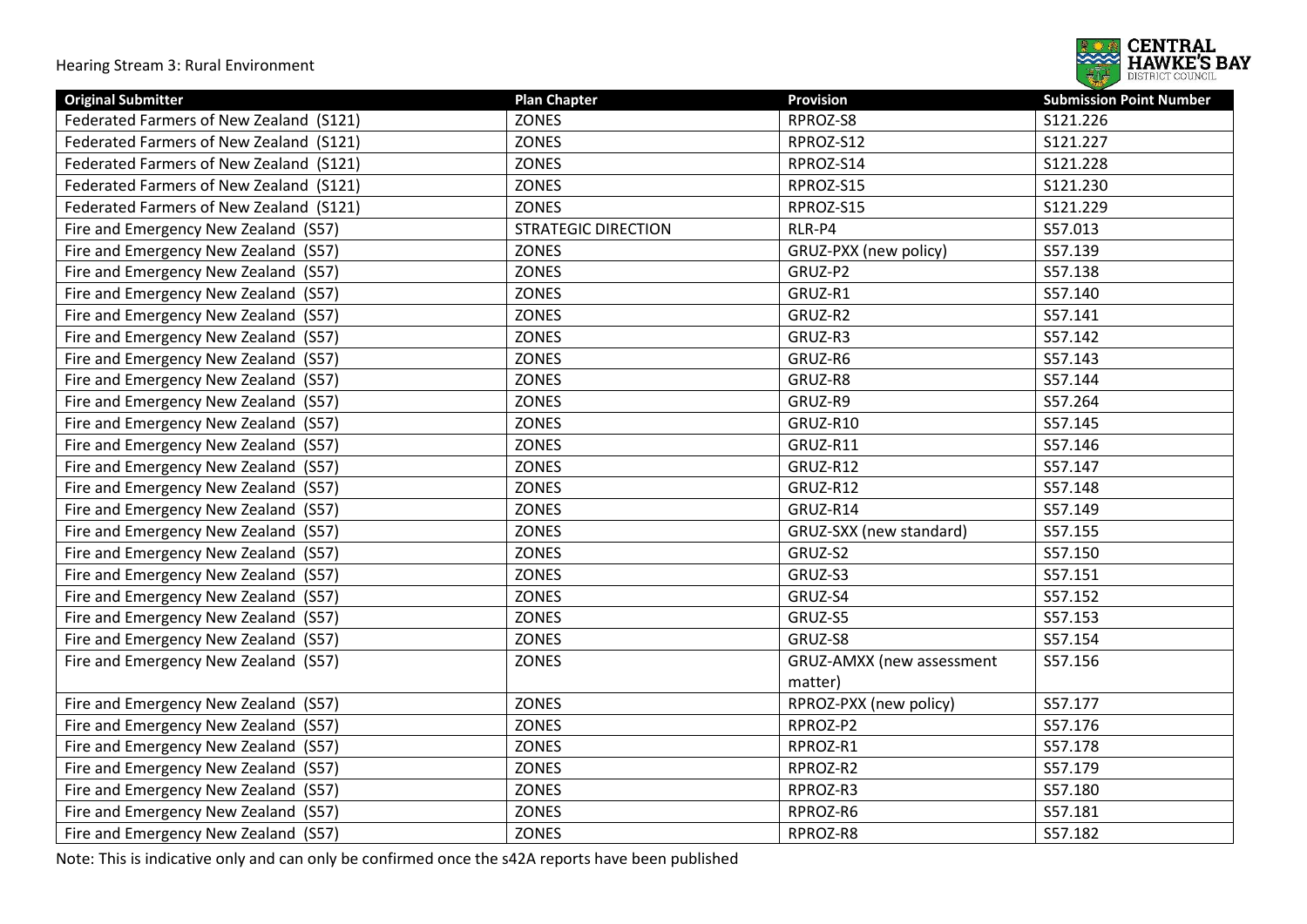| Original Submitter | Plan Chapter | Provision | Submission Point Number |
|---|---|---|---|
| Federated Farmers of New Zealand (S121) | ZONES | RPROZ-S8 | S121.226 |
| Federated Farmers of New Zealand (S121) | ZONES | RPROZ-S12 | S121.227 |
| Federated Farmers of New Zealand (S121) | ZONES | RPROZ-S14 | S121.228 |
| Federated Farmers of New Zealand (S121) | ZONES | RPROZ-S15 | S121.230 |
| Federated Farmers of New Zealand (S121) | ZONES | RPROZ-S15 | S121.229 |
| Fire and Emergency New Zealand (S57) | STRATEGIC DIRECTION | RLR-P4 | S57.013 |
| Fire and Emergency New Zealand (S57) | ZONES | GRUZ-PXX (new policy) | S57.139 |
| Fire and Emergency New Zealand (S57) | ZONES | GRUZ-P2 | S57.138 |
| Fire and Emergency New Zealand (S57) | ZONES | GRUZ-R1 | S57.140 |
| Fire and Emergency New Zealand (S57) | ZONES | GRUZ-R2 | S57.141 |
| Fire and Emergency New Zealand (S57) | ZONES | GRUZ-R3 | S57.142 |
| Fire and Emergency New Zealand (S57) | ZONES | GRUZ-R6 | S57.143 |
| Fire and Emergency New Zealand (S57) | ZONES | GRUZ-R8 | S57.144 |
| Fire and Emergency New Zealand (S57) | ZONES | GRUZ-R9 | S57.264 |
| Fire and Emergency New Zealand (S57) | ZONES | GRUZ-R10 | S57.145 |
| Fire and Emergency New Zealand (S57) | ZONES | GRUZ-R11 | S57.146 |
| Fire and Emergency New Zealand (S57) | ZONES | GRUZ-R12 | S57.147 |
| Fire and Emergency New Zealand (S57) | ZONES | GRUZ-R12 | S57.148 |
| Fire and Emergency New Zealand (S57) | ZONES | GRUZ-R14 | S57.149 |
| Fire and Emergency New Zealand (S57) | ZONES | GRUZ-SXX (new standard) | S57.155 |
| Fire and Emergency New Zealand (S57) | ZONES | GRUZ-S2 | S57.150 |
| Fire and Emergency New Zealand (S57) | ZONES | GRUZ-S3 | S57.151 |
| Fire and Emergency New Zealand (S57) | ZONES | GRUZ-S4 | S57.152 |
| Fire and Emergency New Zealand (S57) | ZONES | GRUZ-S5 | S57.153 |
| Fire and Emergency New Zealand (S57) | ZONES | GRUZ-S8 | S57.154 |
| Fire and Emergency New Zealand (S57) | ZONES | GRUZ-AMXX (new assessment matter) | S57.156 |
| Fire and Emergency New Zealand (S57) | ZONES | RPROZ-PXX (new policy) | S57.177 |
| Fire and Emergency New Zealand (S57) | ZONES | RPROZ-P2 | S57.176 |
| Fire and Emergency New Zealand (S57) | ZONES | RPROZ-R1 | S57.178 |
| Fire and Emergency New Zealand (S57) | ZONES | RPROZ-R2 | S57.179 |
| Fire and Emergency New Zealand (S57) | ZONES | RPROZ-R3 | S57.180 |
| Fire and Emergency New Zealand (S57) | ZONES | RPROZ-R6 | S57.181 |
| Fire and Emergency New Zealand (S57) | ZONES | RPROZ-R8 | S57.182 |

Note: This is indicative only and can only be confirmed once the s42A reports have been published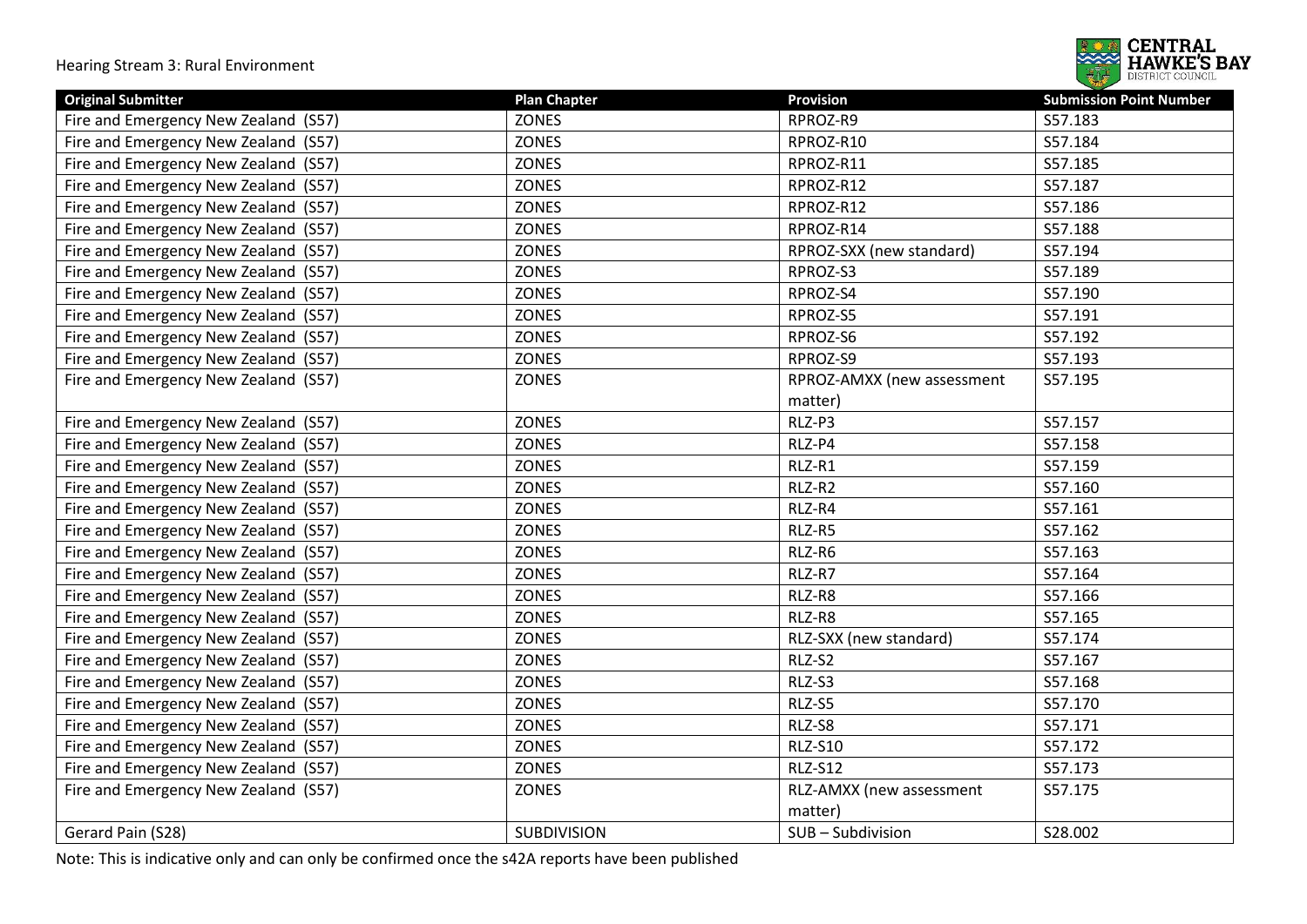| Original Submitter | Plan Chapter | Provision | Submission Point Number |
|---|---|---|---|
| Fire and Emergency New Zealand (S57) | ZONES | RPROZ-R9 | S57.183 |
| Fire and Emergency New Zealand (S57) | ZONES | RPROZ-R10 | S57.184 |
| Fire and Emergency New Zealand (S57) | ZONES | RPROZ-R11 | S57.185 |
| Fire and Emergency New Zealand (S57) | ZONES | RPROZ-R12 | S57.187 |
| Fire and Emergency New Zealand (S57) | ZONES | RPROZ-R12 | S57.186 |
| Fire and Emergency New Zealand (S57) | ZONES | RPROZ-R14 | S57.188 |
| Fire and Emergency New Zealand (S57) | ZONES | RPROZ-SXX (new standard) | S57.194 |
| Fire and Emergency New Zealand (S57) | ZONES | RPROZ-S3 | S57.189 |
| Fire and Emergency New Zealand (S57) | ZONES | RPROZ-S4 | S57.190 |
| Fire and Emergency New Zealand (S57) | ZONES | RPROZ-S5 | S57.191 |
| Fire and Emergency New Zealand (S57) | ZONES | RPROZ-S6 | S57.192 |
| Fire and Emergency New Zealand (S57) | ZONES | RPROZ-S9 | S57.193 |
| Fire and Emergency New Zealand (S57) | ZONES | RPROZ-AMXX (new assessment matter) | S57.195 |
| Fire and Emergency New Zealand (S57) | ZONES | RLZ-P3 | S57.157 |
| Fire and Emergency New Zealand (S57) | ZONES | RLZ-P4 | S57.158 |
| Fire and Emergency New Zealand (S57) | ZONES | RLZ-R1 | S57.159 |
| Fire and Emergency New Zealand (S57) | ZONES | RLZ-R2 | S57.160 |
| Fire and Emergency New Zealand (S57) | ZONES | RLZ-R4 | S57.161 |
| Fire and Emergency New Zealand (S57) | ZONES | RLZ-R5 | S57.162 |
| Fire and Emergency New Zealand (S57) | ZONES | RLZ-R6 | S57.163 |
| Fire and Emergency New Zealand (S57) | ZONES | RLZ-R7 | S57.164 |
| Fire and Emergency New Zealand (S57) | ZONES | RLZ-R8 | S57.166 |
| Fire and Emergency New Zealand (S57) | ZONES | RLZ-R8 | S57.165 |
| Fire and Emergency New Zealand (S57) | ZONES | RLZ-SXX (new standard) | S57.174 |
| Fire and Emergency New Zealand (S57) | ZONES | RLZ-S2 | S57.167 |
| Fire and Emergency New Zealand (S57) | ZONES | RLZ-S3 | S57.168 |
| Fire and Emergency New Zealand (S57) | ZONES | RLZ-S5 | S57.170 |
| Fire and Emergency New Zealand (S57) | ZONES | RLZ-S8 | S57.171 |
| Fire and Emergency New Zealand (S57) | ZONES | RLZ-S10 | S57.172 |
| Fire and Emergency New Zealand (S57) | ZONES | RLZ-S12 | S57.173 |
| Fire and Emergency New Zealand (S57) | ZONES | RLZ-AMXX (new assessment matter) | S57.175 |
| Gerard Pain (S28) | SUBDIVISION | SUB – Subdivision | S28.002 |

Note: This is indicative only and can only be confirmed once the s42A reports have been published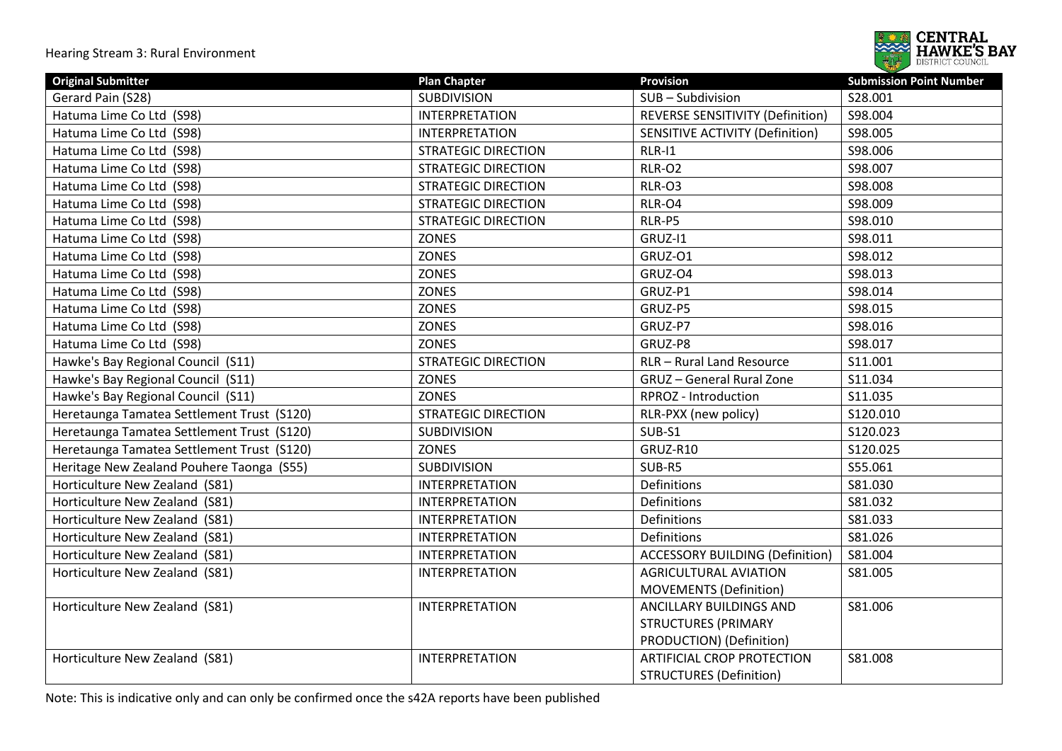| Original Submitter | Plan Chapter | Provision | Submission Point Number |
|---|---|---|---|
| Gerard Pain (S28) | SUBDIVISION | SUB – Subdivision | S28.001 |
| Hatuma Lime Co Ltd (S98) | INTERPRETATION | REVERSE SENSITIVITY (Definition) | S98.004 |
| Hatuma Lime Co Ltd (S98) | INTERPRETATION | SENSITIVE ACTIVITY (Definition) | S98.005 |
| Hatuma Lime Co Ltd (S98) | STRATEGIC DIRECTION | RLR-I1 | S98.006 |
| Hatuma Lime Co Ltd (S98) | STRATEGIC DIRECTION | RLR-O2 | S98.007 |
| Hatuma Lime Co Ltd (S98) | STRATEGIC DIRECTION | RLR-O3 | S98.008 |
| Hatuma Lime Co Ltd (S98) | STRATEGIC DIRECTION | RLR-O4 | S98.009 |
| Hatuma Lime Co Ltd (S98) | STRATEGIC DIRECTION | RLR-P5 | S98.010 |
| Hatuma Lime Co Ltd (S98) | ZONES | GRUZ-I1 | S98.011 |
| Hatuma Lime Co Ltd (S98) | ZONES | GRUZ-O1 | S98.012 |
| Hatuma Lime Co Ltd (S98) | ZONES | GRUZ-O4 | S98.013 |
| Hatuma Lime Co Ltd (S98) | ZONES | GRUZ-P1 | S98.014 |
| Hatuma Lime Co Ltd (S98) | ZONES | GRUZ-P5 | S98.015 |
| Hatuma Lime Co Ltd (S98) | ZONES | GRUZ-P7 | S98.016 |
| Hatuma Lime Co Ltd (S98) | ZONES | GRUZ-P8 | S98.017 |
| Hawke's Bay Regional Council (S11) | STRATEGIC DIRECTION | RLR – Rural Land Resource | S11.001 |
| Hawke's Bay Regional Council (S11) | ZONES | GRUZ – General Rural Zone | S11.034 |
| Hawke's Bay Regional Council (S11) | ZONES | RPROZ - Introduction | S11.035 |
| Heretaunga Tamatea Settlement Trust (S120) | STRATEGIC DIRECTION | RLR-PXX (new policy) | S120.010 |
| Heretaunga Tamatea Settlement Trust (S120) | SUBDIVISION | SUB-S1 | S120.023 |
| Heretaunga Tamatea Settlement Trust (S120) | ZONES | GRUZ-R10 | S120.025 |
| Heritage New Zealand Pouhere Taonga (S55) | SUBDIVISION | SUB-R5 | S55.061 |
| Horticulture New Zealand (S81) | INTERPRETATION | Definitions | S81.030 |
| Horticulture New Zealand (S81) | INTERPRETATION | Definitions | S81.032 |
| Horticulture New Zealand (S81) | INTERPRETATION | Definitions | S81.033 |
| Horticulture New Zealand (S81) | INTERPRETATION | Definitions | S81.026 |
| Horticulture New Zealand (S81) | INTERPRETATION | ACCESSORY BUILDING (Definition) | S81.004 |
| Horticulture New Zealand (S81) | INTERPRETATION | AGRICULTURAL AVIATION MOVEMENTS (Definition) | S81.005 |
| Horticulture New Zealand (S81) | INTERPRETATION | ANCILLARY BUILDINGS AND STRUCTURES (PRIMARY PRODUCTION) (Definition) | S81.006 |
| Horticulture New Zealand (S81) | INTERPRETATION | ARTIFICIAL CROP PROTECTION STRUCTURES (Definition) | S81.008 |

Note: This is indicative only and can only be confirmed once the s42A reports have been published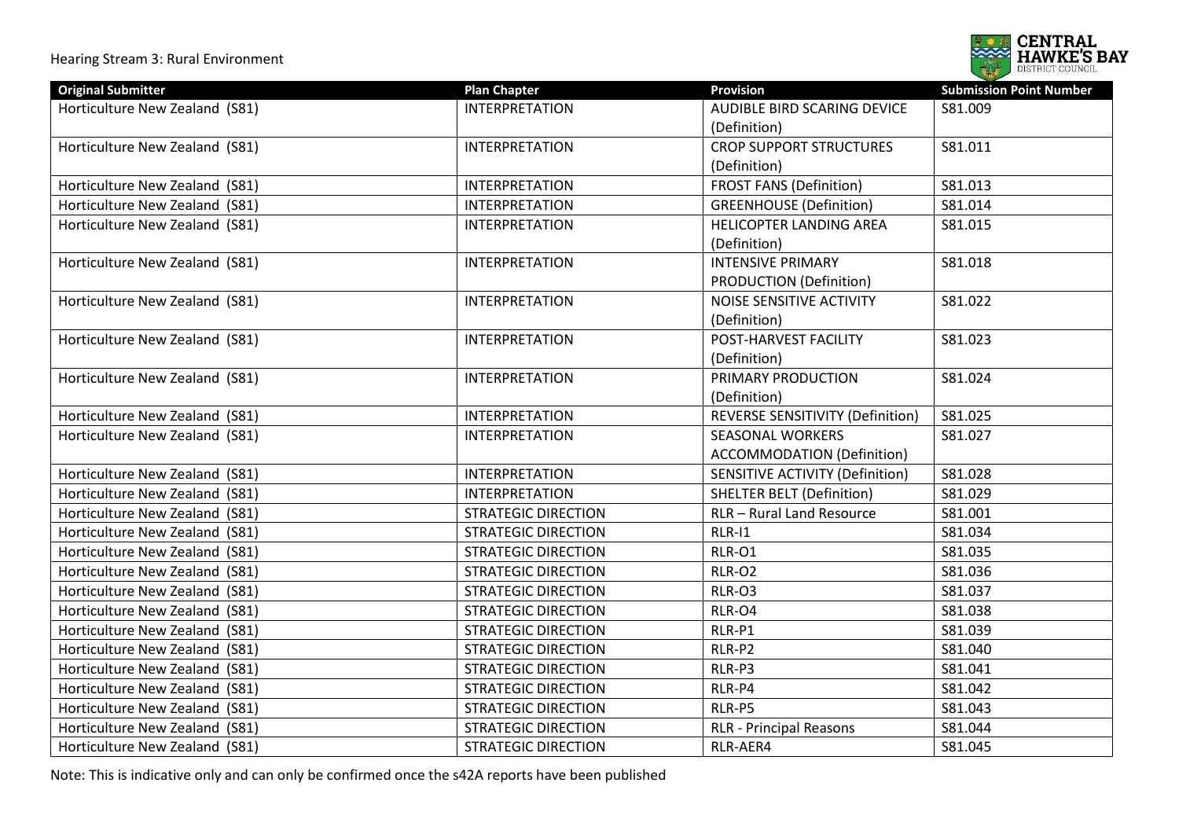| Original Submitter | Plan Chapter | Provision | Submission Point Number |
|---|---|---|---|
| Horticulture New Zealand (S81) | INTERPRETATION | AUDIBLE BIRD SCARING DEVICE (Definition) | S81.009 |
| Horticulture New Zealand (S81) | INTERPRETATION | CROP SUPPORT STRUCTURES (Definition) | S81.011 |
| Horticulture New Zealand (S81) | INTERPRETATION | FROST FANS (Definition) | S81.013 |
| Horticulture New Zealand (S81) | INTERPRETATION | GREENHOUSE (Definition) | S81.014 |
| Horticulture New Zealand (S81) | INTERPRETATION | HELICOPTER LANDING AREA (Definition) | S81.015 |
| Horticulture New Zealand (S81) | INTERPRETATION | INTENSIVE PRIMARY PRODUCTION (Definition) | S81.018 |
| Horticulture New Zealand (S81) | INTERPRETATION | NOISE SENSITIVE ACTIVITY (Definition) | S81.022 |
| Horticulture New Zealand (S81) | INTERPRETATION | POST-HARVEST FACILITY (Definition) | S81.023 |
| Horticulture New Zealand (S81) | INTERPRETATION | PRIMARY PRODUCTION (Definition) | S81.024 |
| Horticulture New Zealand (S81) | INTERPRETATION | REVERSE SENSITIVITY (Definition) | S81.025 |
| Horticulture New Zealand (S81) | INTERPRETATION | SEASONAL WORKERS ACCOMMODATION (Definition) | S81.027 |
| Horticulture New Zealand (S81) | INTERPRETATION | SENSITIVE ACTIVITY (Definition) | S81.028 |
| Horticulture New Zealand (S81) | INTERPRETATION | SHELTER BELT (Definition) | S81.029 |
| Horticulture New Zealand (S81) | STRATEGIC DIRECTION | RLR – Rural Land Resource | S81.001 |
| Horticulture New Zealand (S81) | STRATEGIC DIRECTION | RLR-I1 | S81.034 |
| Horticulture New Zealand (S81) | STRATEGIC DIRECTION | RLR-O1 | S81.035 |
| Horticulture New Zealand (S81) | STRATEGIC DIRECTION | RLR-O2 | S81.036 |
| Horticulture New Zealand (S81) | STRATEGIC DIRECTION | RLR-O3 | S81.037 |
| Horticulture New Zealand (S81) | STRATEGIC DIRECTION | RLR-O4 | S81.038 |
| Horticulture New Zealand (S81) | STRATEGIC DIRECTION | RLR-P1 | S81.039 |
| Horticulture New Zealand (S81) | STRATEGIC DIRECTION | RLR-P2 | S81.040 |
| Horticulture New Zealand (S81) | STRATEGIC DIRECTION | RLR-P3 | S81.041 |
| Horticulture New Zealand (S81) | STRATEGIC DIRECTION | RLR-P4 | S81.042 |
| Horticulture New Zealand (S81) | STRATEGIC DIRECTION | RLR-P5 | S81.043 |
| Horticulture New Zealand (S81) | STRATEGIC DIRECTION | RLR - Principal Reasons | S81.044 |
| Horticulture New Zealand (S81) | STRATEGIC DIRECTION | RLR-AER4 | S81.045 |

Note: This is indicative only and can only be confirmed once the s42A reports have been published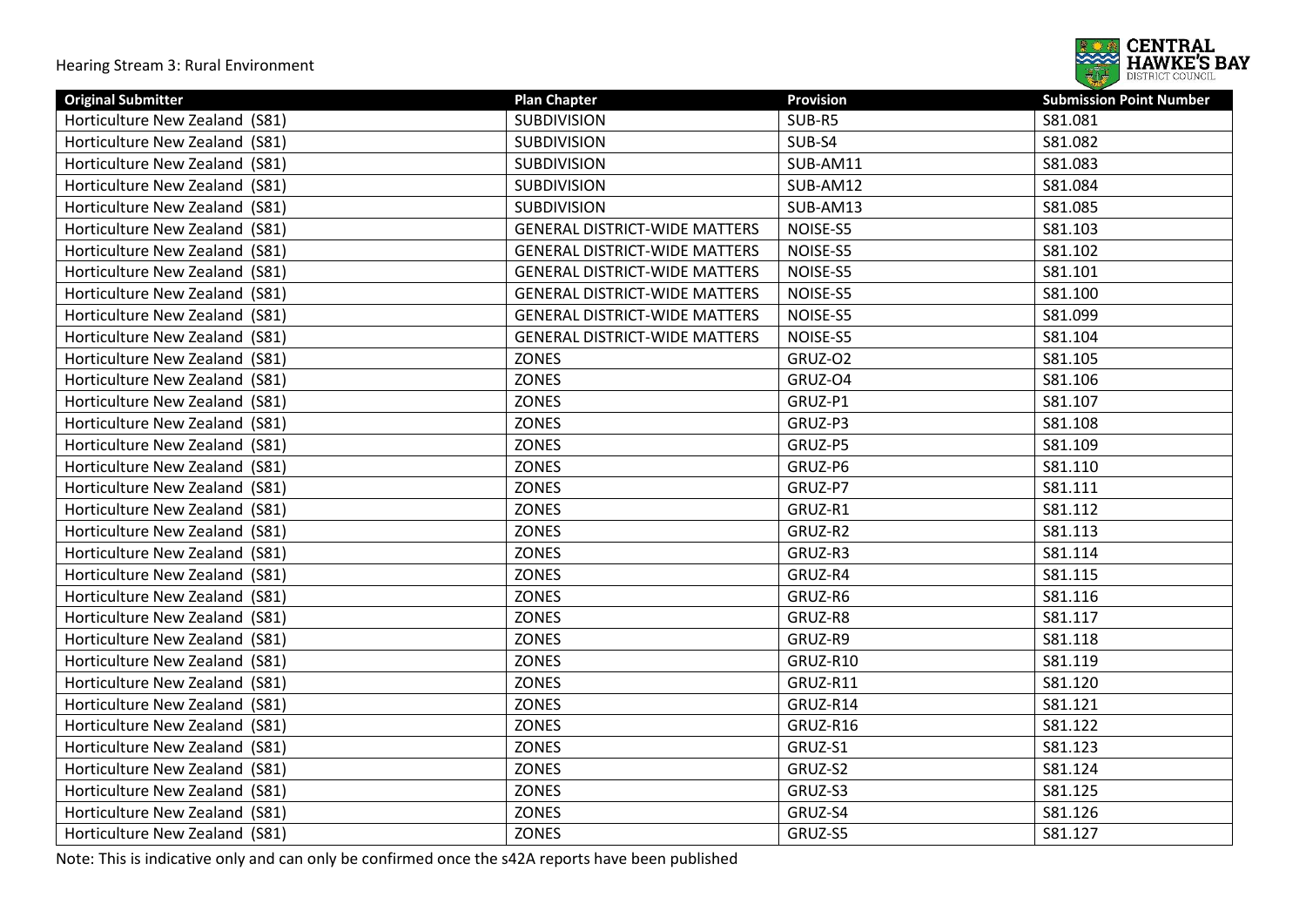| Original Submitter | Plan Chapter | Provision | Submission Point Number |
|---|---|---|---|
| Horticulture New Zealand (S81) | SUBDIVISION | SUB-R5 | S81.081 |
| Horticulture New Zealand (S81) | SUBDIVISION | SUB-S4 | S81.082 |
| Horticulture New Zealand (S81) | SUBDIVISION | SUB-AM11 | S81.083 |
| Horticulture New Zealand (S81) | SUBDIVISION | SUB-AM12 | S81.084 |
| Horticulture New Zealand (S81) | SUBDIVISION | SUB-AM13 | S81.085 |
| Horticulture New Zealand (S81) | GENERAL DISTRICT-WIDE MATTERS | NOISE-S5 | S81.103 |
| Horticulture New Zealand (S81) | GENERAL DISTRICT-WIDE MATTERS | NOISE-S5 | S81.102 |
| Horticulture New Zealand (S81) | GENERAL DISTRICT-WIDE MATTERS | NOISE-S5 | S81.101 |
| Horticulture New Zealand (S81) | GENERAL DISTRICT-WIDE MATTERS | NOISE-S5 | S81.100 |
| Horticulture New Zealand (S81) | GENERAL DISTRICT-WIDE MATTERS | NOISE-S5 | S81.099 |
| Horticulture New Zealand (S81) | GENERAL DISTRICT-WIDE MATTERS | NOISE-S5 | S81.104 |
| Horticulture New Zealand (S81) | ZONES | GRUZ-O2 | S81.105 |
| Horticulture New Zealand (S81) | ZONES | GRUZ-O4 | S81.106 |
| Horticulture New Zealand (S81) | ZONES | GRUZ-P1 | S81.107 |
| Horticulture New Zealand (S81) | ZONES | GRUZ-P3 | S81.108 |
| Horticulture New Zealand (S81) | ZONES | GRUZ-P5 | S81.109 |
| Horticulture New Zealand (S81) | ZONES | GRUZ-P6 | S81.110 |
| Horticulture New Zealand (S81) | ZONES | GRUZ-P7 | S81.111 |
| Horticulture New Zealand (S81) | ZONES | GRUZ-R1 | S81.112 |
| Horticulture New Zealand (S81) | ZONES | GRUZ-R2 | S81.113 |
| Horticulture New Zealand (S81) | ZONES | GRUZ-R3 | S81.114 |
| Horticulture New Zealand (S81) | ZONES | GRUZ-R4 | S81.115 |
| Horticulture New Zealand (S81) | ZONES | GRUZ-R6 | S81.116 |
| Horticulture New Zealand (S81) | ZONES | GRUZ-R8 | S81.117 |
| Horticulture New Zealand (S81) | ZONES | GRUZ-R9 | S81.118 |
| Horticulture New Zealand (S81) | ZONES | GRUZ-R10 | S81.119 |
| Horticulture New Zealand (S81) | ZONES | GRUZ-R11 | S81.120 |
| Horticulture New Zealand (S81) | ZONES | GRUZ-R14 | S81.121 |
| Horticulture New Zealand (S81) | ZONES | GRUZ-R16 | S81.122 |
| Horticulture New Zealand (S81) | ZONES | GRUZ-S1 | S81.123 |
| Horticulture New Zealand (S81) | ZONES | GRUZ-S2 | S81.124 |
| Horticulture New Zealand (S81) | ZONES | GRUZ-S3 | S81.125 |
| Horticulture New Zealand (S81) | ZONES | GRUZ-S4 | S81.126 |
| Horticulture New Zealand (S81) | ZONES | GRUZ-S5 | S81.127 |

Note: This is indicative only and can only be confirmed once the s42A reports have been published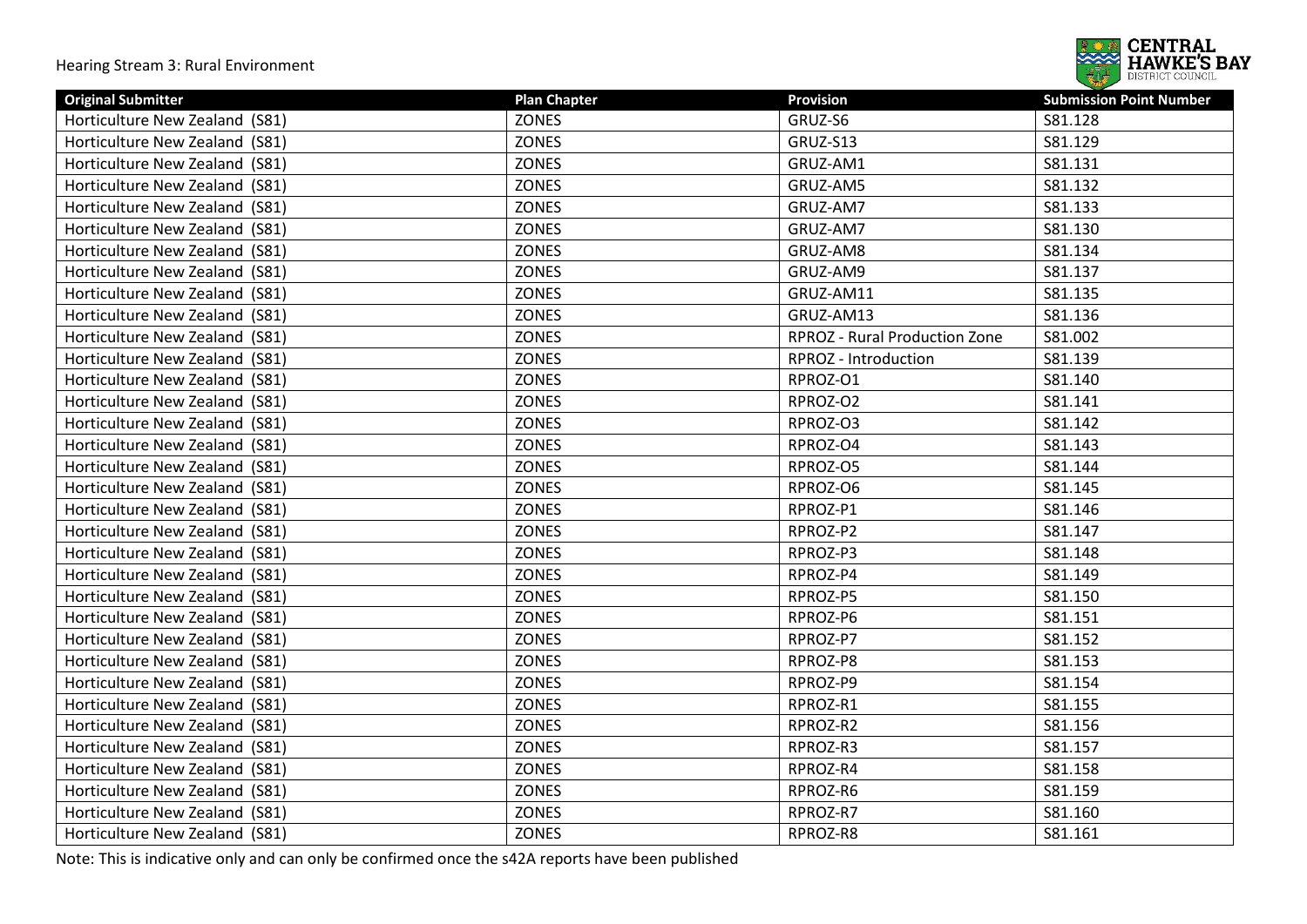| Original Submitter | Plan Chapter | Provision | Submission Point Number |
|---|---|---|---|
| Horticulture New Zealand (S81) | ZONES | GRUZ-S6 | S81.128 |
| Horticulture New Zealand (S81) | ZONES | GRUZ-S13 | S81.129 |
| Horticulture New Zealand (S81) | ZONES | GRUZ-AM1 | S81.131 |
| Horticulture New Zealand (S81) | ZONES | GRUZ-AM5 | S81.132 |
| Horticulture New Zealand (S81) | ZONES | GRUZ-AM7 | S81.133 |
| Horticulture New Zealand (S81) | ZONES | GRUZ-AM7 | S81.130 |
| Horticulture New Zealand (S81) | ZONES | GRUZ-AM8 | S81.134 |
| Horticulture New Zealand (S81) | ZONES | GRUZ-AM9 | S81.137 |
| Horticulture New Zealand (S81) | ZONES | GRUZ-AM11 | S81.135 |
| Horticulture New Zealand (S81) | ZONES | GRUZ-AM13 | S81.136 |
| Horticulture New Zealand (S81) | ZONES | RPROZ - Rural Production Zone | S81.002 |
| Horticulture New Zealand (S81) | ZONES | RPROZ - Introduction | S81.139 |
| Horticulture New Zealand (S81) | ZONES | RPROZ-O1 | S81.140 |
| Horticulture New Zealand (S81) | ZONES | RPROZ-O2 | S81.141 |
| Horticulture New Zealand (S81) | ZONES | RPROZ-O3 | S81.142 |
| Horticulture New Zealand (S81) | ZONES | RPROZ-O4 | S81.143 |
| Horticulture New Zealand (S81) | ZONES | RPROZ-O5 | S81.144 |
| Horticulture New Zealand (S81) | ZONES | RPROZ-O6 | S81.145 |
| Horticulture New Zealand (S81) | ZONES | RPROZ-P1 | S81.146 |
| Horticulture New Zealand (S81) | ZONES | RPROZ-P2 | S81.147 |
| Horticulture New Zealand (S81) | ZONES | RPROZ-P3 | S81.148 |
| Horticulture New Zealand (S81) | ZONES | RPROZ-P4 | S81.149 |
| Horticulture New Zealand (S81) | ZONES | RPROZ-P5 | S81.150 |
| Horticulture New Zealand (S81) | ZONES | RPROZ-P6 | S81.151 |
| Horticulture New Zealand (S81) | ZONES | RPROZ-P7 | S81.152 |
| Horticulture New Zealand (S81) | ZONES | RPROZ-P8 | S81.153 |
| Horticulture New Zealand (S81) | ZONES | RPROZ-P9 | S81.154 |
| Horticulture New Zealand (S81) | ZONES | RPROZ-R1 | S81.155 |
| Horticulture New Zealand (S81) | ZONES | RPROZ-R2 | S81.156 |
| Horticulture New Zealand (S81) | ZONES | RPROZ-R3 | S81.157 |
| Horticulture New Zealand (S81) | ZONES | RPROZ-R4 | S81.158 |
| Horticulture New Zealand (S81) | ZONES | RPROZ-R6 | S81.159 |
| Horticulture New Zealand (S81) | ZONES | RPROZ-R7 | S81.160 |
| Horticulture New Zealand (S81) | ZONES | RPROZ-R8 | S81.161 |

Note: This is indicative only and can only be confirmed once the s42A reports have been published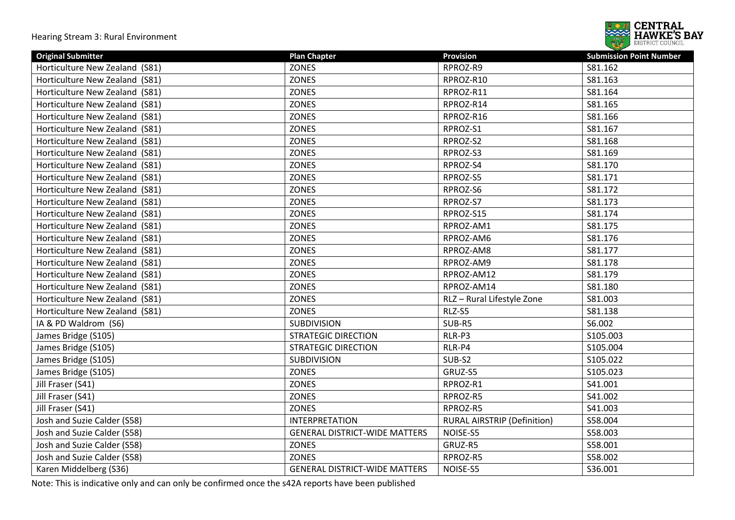| Original Submitter | Plan Chapter | Provision | Submission Point Number |
| --- | --- | --- | --- |
| Horticulture New Zealand (S81) | ZONES | RPROZ-R9 | S81.162 |
| Horticulture New Zealand (S81) | ZONES | RPROZ-R10 | S81.163 |
| Horticulture New Zealand (S81) | ZONES | RPROZ-R11 | S81.164 |
| Horticulture New Zealand (S81) | ZONES | RPROZ-R14 | S81.165 |
| Horticulture New Zealand (S81) | ZONES | RPROZ-R16 | S81.166 |
| Horticulture New Zealand (S81) | ZONES | RPROZ-S1 | S81.167 |
| Horticulture New Zealand (S81) | ZONES | RPROZ-S2 | S81.168 |
| Horticulture New Zealand (S81) | ZONES | RPROZ-S3 | S81.169 |
| Horticulture New Zealand (S81) | ZONES | RPROZ-S4 | S81.170 |
| Horticulture New Zealand (S81) | ZONES | RPROZ-S5 | S81.171 |
| Horticulture New Zealand (S81) | ZONES | RPROZ-S6 | S81.172 |
| Horticulture New Zealand (S81) | ZONES | RPROZ-S7 | S81.173 |
| Horticulture New Zealand (S81) | ZONES | RPROZ-S15 | S81.174 |
| Horticulture New Zealand (S81) | ZONES | RPROZ-AM1 | S81.175 |
| Horticulture New Zealand (S81) | ZONES | RPROZ-AM6 | S81.176 |
| Horticulture New Zealand (S81) | ZONES | RPROZ-AM8 | S81.177 |
| Horticulture New Zealand (S81) | ZONES | RPROZ-AM9 | S81.178 |
| Horticulture New Zealand (S81) | ZONES | RPROZ-AM12 | S81.179 |
| Horticulture New Zealand (S81) | ZONES | RPROZ-AM14 | S81.180 |
| Horticulture New Zealand (S81) | ZONES | RLZ – Rural Lifestyle Zone | S81.003 |
| Horticulture New Zealand (S81) | ZONES | RLZ-S5 | S81.138 |
| IA & PD Waldrom (S6) | SUBDIVISION | SUB-R5 | S6.002 |
| James Bridge (S105) | STRATEGIC DIRECTION | RLR-P3 | S105.003 |
| James Bridge (S105) | STRATEGIC DIRECTION | RLR-P4 | S105.004 |
| James Bridge (S105) | SUBDIVISION | SUB-S2 | S105.022 |
| James Bridge (S105) | ZONES | GRUZ-S5 | S105.023 |
| Jill Fraser (S41) | ZONES | RPROZ-R1 | S41.001 |
| Jill Fraser (S41) | ZONES | RPROZ-R5 | S41.002 |
| Jill Fraser (S41) | ZONES | RPROZ-R5 | S41.003 |
| Josh and Suzie Calder (S58) | INTERPRETATION | RURAL AIRSTRIP (Definition) | S58.004 |
| Josh and Suzie Calder (S58) | GENERAL DISTRICT-WIDE MATTERS | NOISE-S5 | S58.003 |
| Josh and Suzie Calder (S58) | ZONES | GRUZ-R5 | S58.001 |
| Josh and Suzie Calder (S58) | ZONES | RPROZ-R5 | S58.002 |
| Karen Middelberg (S36) | GENERAL DISTRICT-WIDE MATTERS | NOISE-S5 | S36.001 |

Note: This is indicative only and can only be confirmed once the s42A reports have been published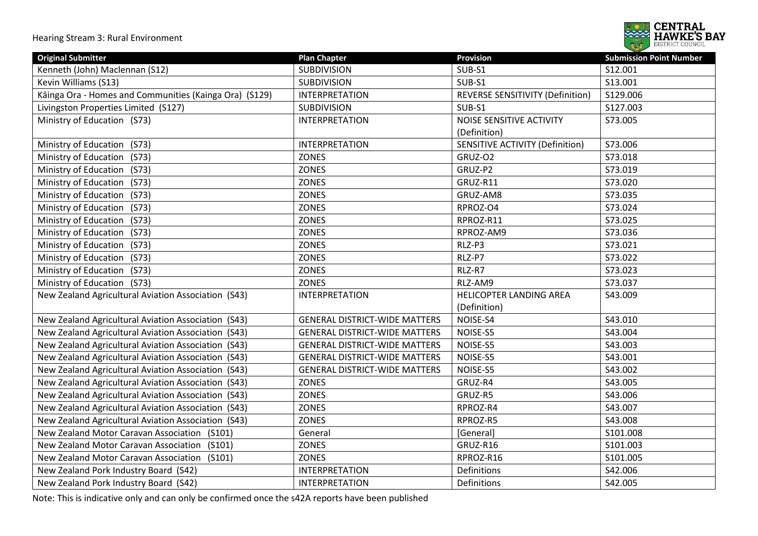| Original Submitter | Plan Chapter | Provision | Submission Point Number |
|---|---|---|---|
| Kenneth (John) Maclennan (S12) | SUBDIVISION | SUB-S1 | S12.001 |
| Kevin Williams (S13) | SUBDIVISION | SUB-S1 | S13.001 |
| Kāinga Ora - Homes and Communities (Kainga Ora) (S129) | INTERPRETATION | REVERSE SENSITIVITY (Definition) | S129.006 |
| Livingston Properties Limited (S127) | SUBDIVISION | SUB-S1 | S127.003 |
| Ministry of Education (S73) | INTERPRETATION | NOISE SENSITIVE ACTIVITY (Definition) | S73.005 |
| Ministry of Education (S73) | INTERPRETATION | SENSITIVE ACTIVITY (Definition) | S73.006 |
| Ministry of Education (S73) | ZONES | GRUZ-O2 | S73.018 |
| Ministry of Education (S73) | ZONES | GRUZ-P2 | S73.019 |
| Ministry of Education (S73) | ZONES | GRUZ-R11 | S73.020 |
| Ministry of Education (S73) | ZONES | GRUZ-AM8 | S73.035 |
| Ministry of Education (S73) | ZONES | RPROZ-O4 | S73.024 |
| Ministry of Education (S73) | ZONES | RPROZ-R11 | S73.025 |
| Ministry of Education (S73) | ZONES | RPROZ-AM9 | S73.036 |
| Ministry of Education (S73) | ZONES | RLZ-P3 | S73.021 |
| Ministry of Education (S73) | ZONES | RLZ-P7 | S73.022 |
| Ministry of Education (S73) | ZONES | RLZ-R7 | S73.023 |
| Ministry of Education (S73) | ZONES | RLZ-AM9 | S73.037 |
| New Zealand Agricultural Aviation Association (S43) | INTERPRETATION | HELICOPTER LANDING AREA (Definition) | S43.009 |
| New Zealand Agricultural Aviation Association (S43) | GENERAL DISTRICT-WIDE MATTERS | NOISE-S4 | S43.010 |
| New Zealand Agricultural Aviation Association (S43) | GENERAL DISTRICT-WIDE MATTERS | NOISE-S5 | S43.004 |
| New Zealand Agricultural Aviation Association (S43) | GENERAL DISTRICT-WIDE MATTERS | NOISE-S5 | S43.003 |
| New Zealand Agricultural Aviation Association (S43) | GENERAL DISTRICT-WIDE MATTERS | NOISE-S5 | S43.001 |
| New Zealand Agricultural Aviation Association (S43) | GENERAL DISTRICT-WIDE MATTERS | NOISE-S5 | S43.002 |
| New Zealand Agricultural Aviation Association (S43) | ZONES | GRUZ-R4 | S43.005 |
| New Zealand Agricultural Aviation Association (S43) | ZONES | GRUZ-R5 | S43.006 |
| New Zealand Agricultural Aviation Association (S43) | ZONES | RPROZ-R4 | S43.007 |
| New Zealand Agricultural Aviation Association (S43) | ZONES | RPROZ-R5 | S43.008 |
| New Zealand Motor Caravan Association (S101) | General | [General] | S101.008 |
| New Zealand Motor Caravan Association (S101) | ZONES | GRUZ-R16 | S101.003 |
| New Zealand Motor Caravan Association (S101) | ZONES | RPROZ-R16 | S101.005 |
| New Zealand Pork Industry Board (S42) | INTERPRETATION | Definitions | S42.006 |
| New Zealand Pork Industry Board (S42) | INTERPRETATION | Definitions | S42.005 |

Note: This is indicative only and can only be confirmed once the s42A reports have been published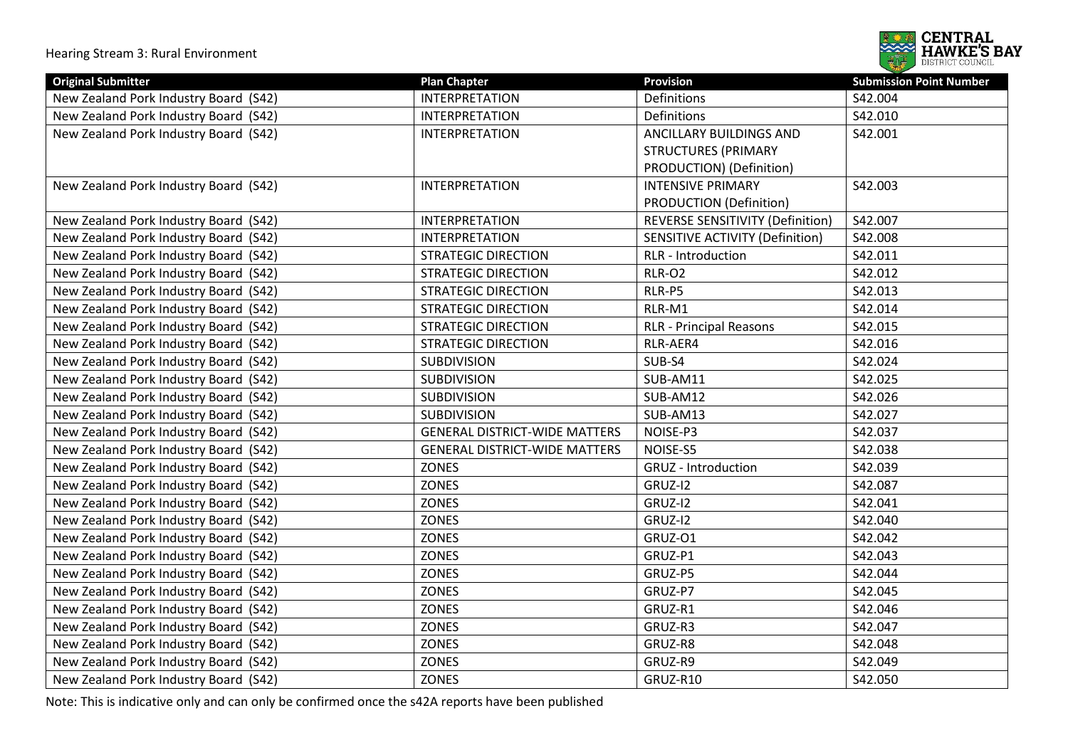| Original Submitter | Plan Chapter | Provision | Submission Point Number |
|---|---|---|---|
| New Zealand Pork Industry Board (S42) | INTERPRETATION | Definitions | S42.004 |
| New Zealand Pork Industry Board (S42) | INTERPRETATION | Definitions | S42.010 |
| New Zealand Pork Industry Board (S42) | INTERPRETATION | ANCILLARY BUILDINGS AND STRUCTURES (PRIMARY PRODUCTION) (Definition) | S42.001 |
| New Zealand Pork Industry Board (S42) | INTERPRETATION | INTENSIVE PRIMARY PRODUCTION (Definition) | S42.003 |
| New Zealand Pork Industry Board (S42) | INTERPRETATION | REVERSE SENSITIVITY (Definition) | S42.007 |
| New Zealand Pork Industry Board (S42) | INTERPRETATION | SENSITIVE ACTIVITY (Definition) | S42.008 |
| New Zealand Pork Industry Board (S42) | STRATEGIC DIRECTION | RLR - Introduction | S42.011 |
| New Zealand Pork Industry Board (S42) | STRATEGIC DIRECTION | RLR-O2 | S42.012 |
| New Zealand Pork Industry Board (S42) | STRATEGIC DIRECTION | RLR-P5 | S42.013 |
| New Zealand Pork Industry Board (S42) | STRATEGIC DIRECTION | RLR-M1 | S42.014 |
| New Zealand Pork Industry Board (S42) | STRATEGIC DIRECTION | RLR - Principal Reasons | S42.015 |
| New Zealand Pork Industry Board (S42) | STRATEGIC DIRECTION | RLR-AER4 | S42.016 |
| New Zealand Pork Industry Board (S42) | SUBDIVISION | SUB-S4 | S42.024 |
| New Zealand Pork Industry Board (S42) | SUBDIVISION | SUB-AM11 | S42.025 |
| New Zealand Pork Industry Board (S42) | SUBDIVISION | SUB-AM12 | S42.026 |
| New Zealand Pork Industry Board (S42) | SUBDIVISION | SUB-AM13 | S42.027 |
| New Zealand Pork Industry Board (S42) | GENERAL DISTRICT-WIDE MATTERS | NOISE-P3 | S42.037 |
| New Zealand Pork Industry Board (S42) | GENERAL DISTRICT-WIDE MATTERS | NOISE-S5 | S42.038 |
| New Zealand Pork Industry Board (S42) | ZONES | GRUZ - Introduction | S42.039 |
| New Zealand Pork Industry Board (S42) | ZONES | GRUZ-I2 | S42.087 |
| New Zealand Pork Industry Board (S42) | ZONES | GRUZ-I2 | S42.041 |
| New Zealand Pork Industry Board (S42) | ZONES | GRUZ-I2 | S42.040 |
| New Zealand Pork Industry Board (S42) | ZONES | GRUZ-O1 | S42.042 |
| New Zealand Pork Industry Board (S42) | ZONES | GRUZ-P1 | S42.043 |
| New Zealand Pork Industry Board (S42) | ZONES | GRUZ-P5 | S42.044 |
| New Zealand Pork Industry Board (S42) | ZONES | GRUZ-P7 | S42.045 |
| New Zealand Pork Industry Board (S42) | ZONES | GRUZ-R1 | S42.046 |
| New Zealand Pork Industry Board (S42) | ZONES | GRUZ-R3 | S42.047 |
| New Zealand Pork Industry Board (S42) | ZONES | GRUZ-R8 | S42.048 |
| New Zealand Pork Industry Board (S42) | ZONES | GRUZ-R9 | S42.049 |
| New Zealand Pork Industry Board (S42) | ZONES | GRUZ-R10 | S42.050 |

Note: This is indicative only and can only be confirmed once the s42A reports have been published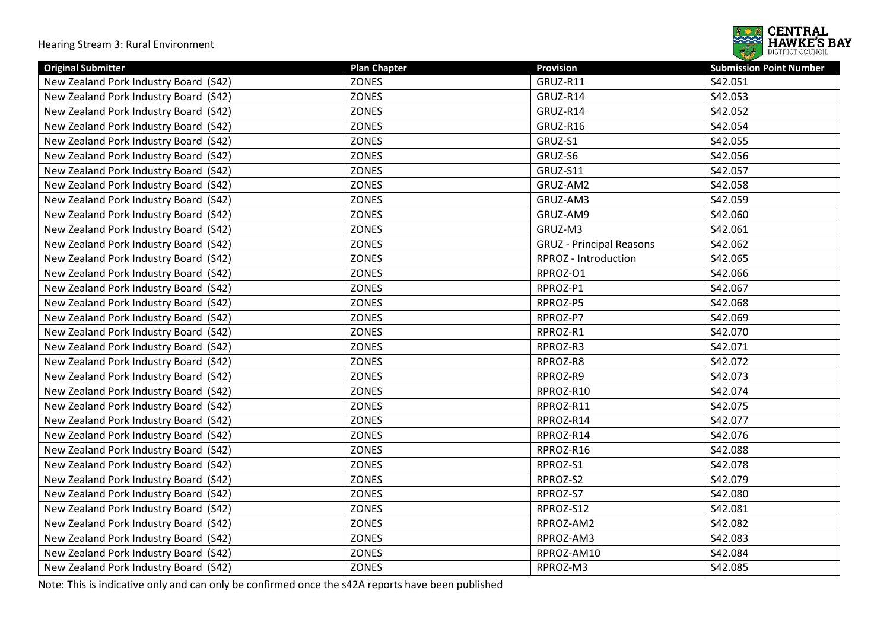| Original Submitter | Plan Chapter | Provision | Submission Point Number |
|---|---|---|---|
| New Zealand Pork Industry Board (S42) | ZONES | GRUZ-R11 | S42.051 |
| New Zealand Pork Industry Board (S42) | ZONES | GRUZ-R14 | S42.053 |
| New Zealand Pork Industry Board (S42) | ZONES | GRUZ-R14 | S42.052 |
| New Zealand Pork Industry Board (S42) | ZONES | GRUZ-R16 | S42.054 |
| New Zealand Pork Industry Board (S42) | ZONES | GRUZ-S1 | S42.055 |
| New Zealand Pork Industry Board (S42) | ZONES | GRUZ-S6 | S42.056 |
| New Zealand Pork Industry Board (S42) | ZONES | GRUZ-S11 | S42.057 |
| New Zealand Pork Industry Board (S42) | ZONES | GRUZ-AM2 | S42.058 |
| New Zealand Pork Industry Board (S42) | ZONES | GRUZ-AM3 | S42.059 |
| New Zealand Pork Industry Board (S42) | ZONES | GRUZ-AM9 | S42.060 |
| New Zealand Pork Industry Board (S42) | ZONES | GRUZ-M3 | S42.061 |
| New Zealand Pork Industry Board (S42) | ZONES | GRUZ - Principal Reasons | S42.062 |
| New Zealand Pork Industry Board (S42) | ZONES | RPROZ - Introduction | S42.065 |
| New Zealand Pork Industry Board (S42) | ZONES | RPROZ-O1 | S42.066 |
| New Zealand Pork Industry Board (S42) | ZONES | RPROZ-P1 | S42.067 |
| New Zealand Pork Industry Board (S42) | ZONES | RPROZ-P5 | S42.068 |
| New Zealand Pork Industry Board (S42) | ZONES | RPROZ-P7 | S42.069 |
| New Zealand Pork Industry Board (S42) | ZONES | RPROZ-R1 | S42.070 |
| New Zealand Pork Industry Board (S42) | ZONES | RPROZ-R3 | S42.071 |
| New Zealand Pork Industry Board (S42) | ZONES | RPROZ-R8 | S42.072 |
| New Zealand Pork Industry Board (S42) | ZONES | RPROZ-R9 | S42.073 |
| New Zealand Pork Industry Board (S42) | ZONES | RPROZ-R10 | S42.074 |
| New Zealand Pork Industry Board (S42) | ZONES | RPROZ-R11 | S42.075 |
| New Zealand Pork Industry Board (S42) | ZONES | RPROZ-R14 | S42.077 |
| New Zealand Pork Industry Board (S42) | ZONES | RPROZ-R14 | S42.076 |
| New Zealand Pork Industry Board (S42) | ZONES | RPROZ-R16 | S42.088 |
| New Zealand Pork Industry Board (S42) | ZONES | RPROZ-S1 | S42.078 |
| New Zealand Pork Industry Board (S42) | ZONES | RPROZ-S2 | S42.079 |
| New Zealand Pork Industry Board (S42) | ZONES | RPROZ-S7 | S42.080 |
| New Zealand Pork Industry Board (S42) | ZONES | RPROZ-S12 | S42.081 |
| New Zealand Pork Industry Board (S42) | ZONES | RPROZ-AM2 | S42.082 |
| New Zealand Pork Industry Board (S42) | ZONES | RPROZ-AM3 | S42.083 |
| New Zealand Pork Industry Board (S42) | ZONES | RPROZ-AM10 | S42.084 |
| New Zealand Pork Industry Board (S42) | ZONES | RPROZ-M3 | S42.085 |

Note: This is indicative only and can only be confirmed once the s42A reports have been published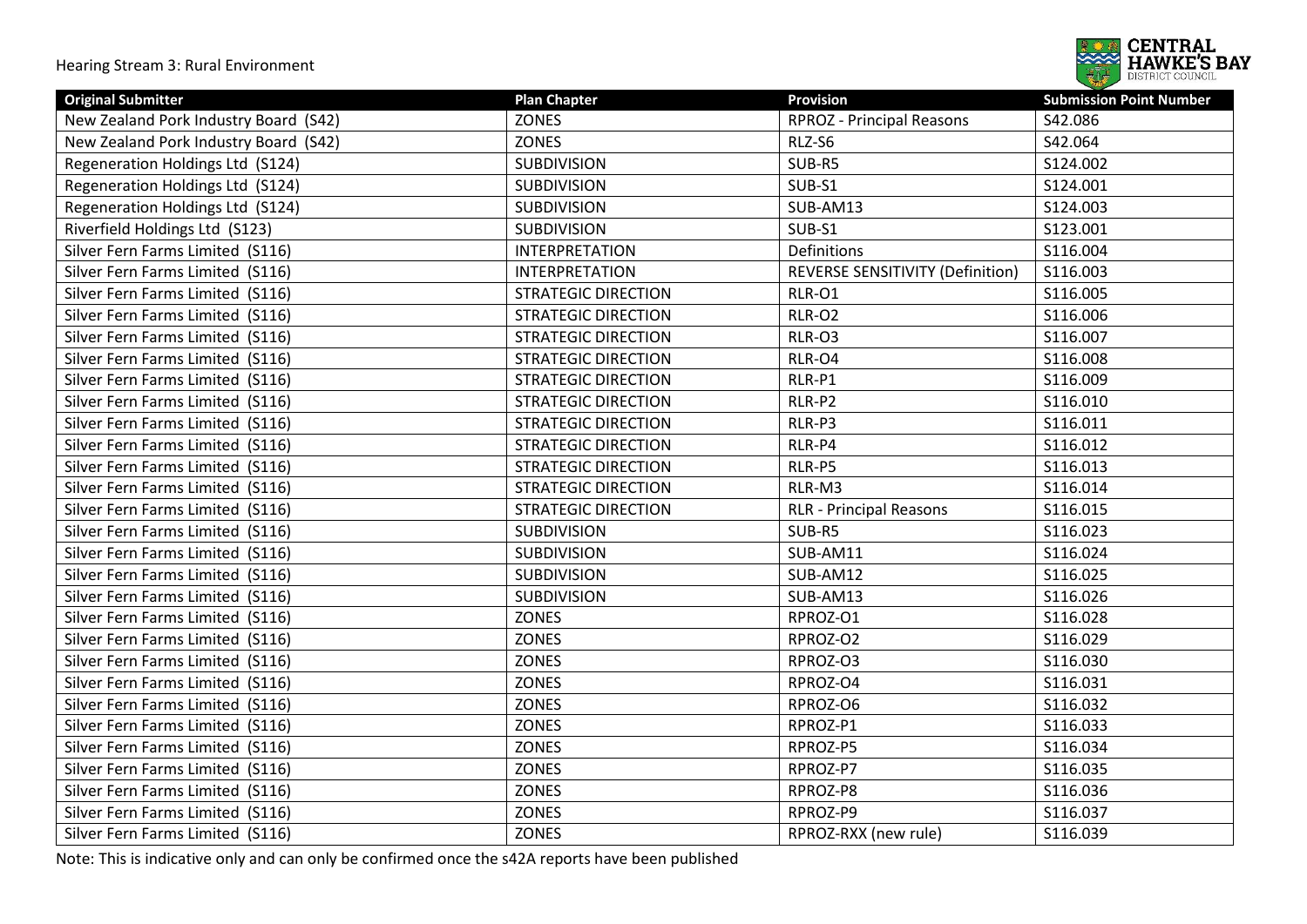| Original Submitter | Plan Chapter | Provision | Submission Point Number |
| --- | --- | --- | --- |
| New Zealand Pork Industry Board (S42) | ZONES | RPROZ - Principal Reasons | S42.086 |
| New Zealand Pork Industry Board (S42) | ZONES | RLZ-S6 | S42.064 |
| Regeneration Holdings Ltd (S124) | SUBDIVISION | SUB-R5 | S124.002 |
| Regeneration Holdings Ltd (S124) | SUBDIVISION | SUB-S1 | S124.001 |
| Regeneration Holdings Ltd (S124) | SUBDIVISION | SUB-AM13 | S124.003 |
| Riverfield Holdings Ltd (S123) | SUBDIVISION | SUB-S1 | S123.001 |
| Silver Fern Farms Limited (S116) | INTERPRETATION | Definitions | S116.004 |
| Silver Fern Farms Limited (S116) | INTERPRETATION | REVERSE SENSITIVITY (Definition) | S116.003 |
| Silver Fern Farms Limited (S116) | STRATEGIC DIRECTION | RLR-O1 | S116.005 |
| Silver Fern Farms Limited (S116) | STRATEGIC DIRECTION | RLR-O2 | S116.006 |
| Silver Fern Farms Limited (S116) | STRATEGIC DIRECTION | RLR-O3 | S116.007 |
| Silver Fern Farms Limited (S116) | STRATEGIC DIRECTION | RLR-O4 | S116.008 |
| Silver Fern Farms Limited (S116) | STRATEGIC DIRECTION | RLR-P1 | S116.009 |
| Silver Fern Farms Limited (S116) | STRATEGIC DIRECTION | RLR-P2 | S116.010 |
| Silver Fern Farms Limited (S116) | STRATEGIC DIRECTION | RLR-P3 | S116.011 |
| Silver Fern Farms Limited (S116) | STRATEGIC DIRECTION | RLR-P4 | S116.012 |
| Silver Fern Farms Limited (S116) | STRATEGIC DIRECTION | RLR-P5 | S116.013 |
| Silver Fern Farms Limited (S116) | STRATEGIC DIRECTION | RLR-M3 | S116.014 |
| Silver Fern Farms Limited (S116) | STRATEGIC DIRECTION | RLR - Principal Reasons | S116.015 |
| Silver Fern Farms Limited (S116) | SUBDIVISION | SUB-R5 | S116.023 |
| Silver Fern Farms Limited (S116) | SUBDIVISION | SUB-AM11 | S116.024 |
| Silver Fern Farms Limited (S116) | SUBDIVISION | SUB-AM12 | S116.025 |
| Silver Fern Farms Limited (S116) | SUBDIVISION | SUB-AM13 | S116.026 |
| Silver Fern Farms Limited (S116) | ZONES | RPROZ-O1 | S116.028 |
| Silver Fern Farms Limited (S116) | ZONES | RPROZ-O2 | S116.029 |
| Silver Fern Farms Limited (S116) | ZONES | RPROZ-O3 | S116.030 |
| Silver Fern Farms Limited (S116) | ZONES | RPROZ-O4 | S116.031 |
| Silver Fern Farms Limited (S116) | ZONES | RPROZ-O6 | S116.032 |
| Silver Fern Farms Limited (S116) | ZONES | RPROZ-P1 | S116.033 |
| Silver Fern Farms Limited (S116) | ZONES | RPROZ-P5 | S116.034 |
| Silver Fern Farms Limited (S116) | ZONES | RPROZ-P7 | S116.035 |
| Silver Fern Farms Limited (S116) | ZONES | RPROZ-P8 | S116.036 |
| Silver Fern Farms Limited (S116) | ZONES | RPROZ-P9 | S116.037 |
| Silver Fern Farms Limited (S116) | ZONES | RPROZ-RXX (new rule) | S116.039 |

Note: This is indicative only and can only be confirmed once the s42A reports have been published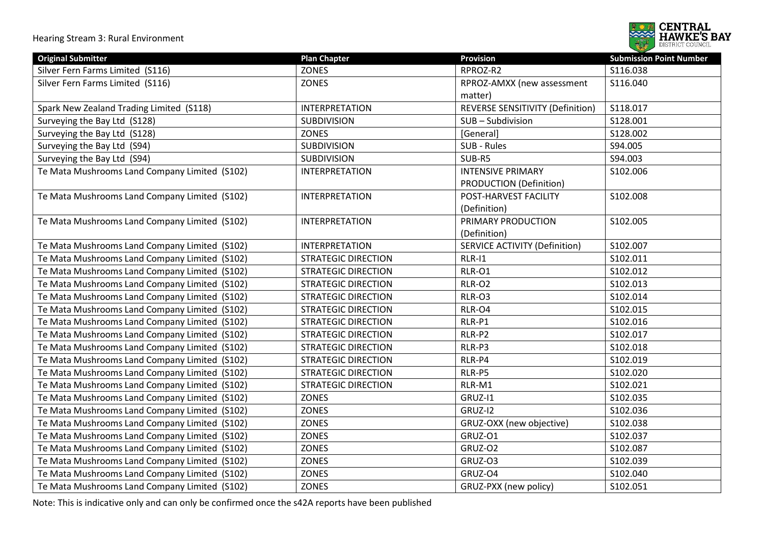| Original Submitter | Plan Chapter | Provision | Submission Point Number |
|---|---|---|---|
| Silver Fern Farms Limited (S116) | ZONES | RPROZ-R2 | S116.038 |
| Silver Fern Farms Limited (S116) | ZONES | RPROZ-AMXX (new assessment matter) | S116.040 |
| Spark New Zealand Trading Limited (S118) | INTERPRETATION | REVERSE SENSITIVITY (Definition) | S118.017 |
| Surveying the Bay Ltd (S128) | SUBDIVISION | SUB – Subdivision | S128.001 |
| Surveying the Bay Ltd (S128) | ZONES | [General] | S128.002 |
| Surveying the Bay Ltd (S94) | SUBDIVISION | SUB - Rules | S94.005 |
| Surveying the Bay Ltd (S94) | SUBDIVISION | SUB-R5 | S94.003 |
| Te Mata Mushrooms Land Company Limited (S102) | INTERPRETATION | INTENSIVE PRIMARY PRODUCTION (Definition) | S102.006 |
| Te Mata Mushrooms Land Company Limited (S102) | INTERPRETATION | POST-HARVEST FACILITY (Definition) | S102.008 |
| Te Mata Mushrooms Land Company Limited (S102) | INTERPRETATION | PRIMARY PRODUCTION (Definition) | S102.005 |
| Te Mata Mushrooms Land Company Limited (S102) | INTERPRETATION | SERVICE ACTIVITY (Definition) | S102.007 |
| Te Mata Mushrooms Land Company Limited (S102) | STRATEGIC DIRECTION | RLR-I1 | S102.011 |
| Te Mata Mushrooms Land Company Limited (S102) | STRATEGIC DIRECTION | RLR-O1 | S102.012 |
| Te Mata Mushrooms Land Company Limited (S102) | STRATEGIC DIRECTION | RLR-O2 | S102.013 |
| Te Mata Mushrooms Land Company Limited (S102) | STRATEGIC DIRECTION | RLR-O3 | S102.014 |
| Te Mata Mushrooms Land Company Limited (S102) | STRATEGIC DIRECTION | RLR-O4 | S102.015 |
| Te Mata Mushrooms Land Company Limited (S102) | STRATEGIC DIRECTION | RLR-P1 | S102.016 |
| Te Mata Mushrooms Land Company Limited (S102) | STRATEGIC DIRECTION | RLR-P2 | S102.017 |
| Te Mata Mushrooms Land Company Limited (S102) | STRATEGIC DIRECTION | RLR-P3 | S102.018 |
| Te Mata Mushrooms Land Company Limited (S102) | STRATEGIC DIRECTION | RLR-P4 | S102.019 |
| Te Mata Mushrooms Land Company Limited (S102) | STRATEGIC DIRECTION | RLR-P5 | S102.020 |
| Te Mata Mushrooms Land Company Limited (S102) | STRATEGIC DIRECTION | RLR-M1 | S102.021 |
| Te Mata Mushrooms Land Company Limited (S102) | ZONES | GRUZ-I1 | S102.035 |
| Te Mata Mushrooms Land Company Limited (S102) | ZONES | GRUZ-I2 | S102.036 |
| Te Mata Mushrooms Land Company Limited (S102) | ZONES | GRUZ-OXX (new objective) | S102.038 |
| Te Mata Mushrooms Land Company Limited (S102) | ZONES | GRUZ-O1 | S102.037 |
| Te Mata Mushrooms Land Company Limited (S102) | ZONES | GRUZ-O2 | S102.087 |
| Te Mata Mushrooms Land Company Limited (S102) | ZONES | GRUZ-O3 | S102.039 |
| Te Mata Mushrooms Land Company Limited (S102) | ZONES | GRUZ-O4 | S102.040 |
| Te Mata Mushrooms Land Company Limited (S102) | ZONES | GRUZ-PXX (new policy) | S102.051 |

Note: This is indicative only and can only be confirmed once the s42A reports have been published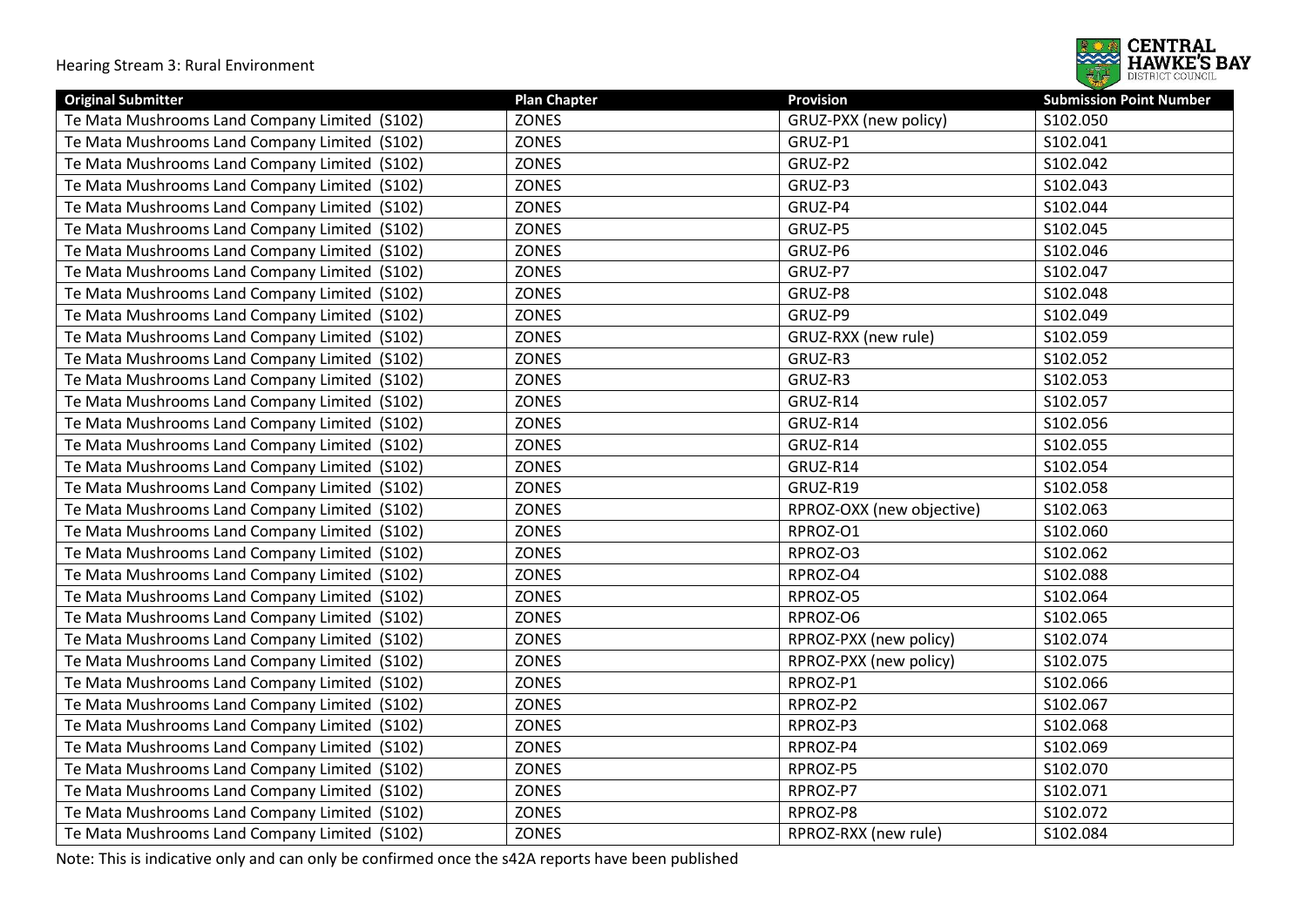| Original Submitter | Plan Chapter | Provision | Submission Point Number |
|---|---|---|---|
| Te Mata Mushrooms Land Company Limited (S102) | ZONES | GRUZ-PXX (new policy) | S102.050 |
| Te Mata Mushrooms Land Company Limited (S102) | ZONES | GRUZ-P1 | S102.041 |
| Te Mata Mushrooms Land Company Limited (S102) | ZONES | GRUZ-P2 | S102.042 |
| Te Mata Mushrooms Land Company Limited (S102) | ZONES | GRUZ-P3 | S102.043 |
| Te Mata Mushrooms Land Company Limited (S102) | ZONES | GRUZ-P4 | S102.044 |
| Te Mata Mushrooms Land Company Limited (S102) | ZONES | GRUZ-P5 | S102.045 |
| Te Mata Mushrooms Land Company Limited (S102) | ZONES | GRUZ-P6 | S102.046 |
| Te Mata Mushrooms Land Company Limited (S102) | ZONES | GRUZ-P7 | S102.047 |
| Te Mata Mushrooms Land Company Limited (S102) | ZONES | GRUZ-P8 | S102.048 |
| Te Mata Mushrooms Land Company Limited (S102) | ZONES | GRUZ-P9 | S102.049 |
| Te Mata Mushrooms Land Company Limited (S102) | ZONES | GRUZ-RXX (new rule) | S102.059 |
| Te Mata Mushrooms Land Company Limited (S102) | ZONES | GRUZ-R3 | S102.052 |
| Te Mata Mushrooms Land Company Limited (S102) | ZONES | GRUZ-R3 | S102.053 |
| Te Mata Mushrooms Land Company Limited (S102) | ZONES | GRUZ-R14 | S102.057 |
| Te Mata Mushrooms Land Company Limited (S102) | ZONES | GRUZ-R14 | S102.056 |
| Te Mata Mushrooms Land Company Limited (S102) | ZONES | GRUZ-R14 | S102.055 |
| Te Mata Mushrooms Land Company Limited (S102) | ZONES | GRUZ-R14 | S102.054 |
| Te Mata Mushrooms Land Company Limited (S102) | ZONES | GRUZ-R19 | S102.058 |
| Te Mata Mushrooms Land Company Limited (S102) | ZONES | RPROZ-OXX (new objective) | S102.063 |
| Te Mata Mushrooms Land Company Limited (S102) | ZONES | RPROZ-O1 | S102.060 |
| Te Mata Mushrooms Land Company Limited (S102) | ZONES | RPROZ-O3 | S102.062 |
| Te Mata Mushrooms Land Company Limited (S102) | ZONES | RPROZ-O4 | S102.088 |
| Te Mata Mushrooms Land Company Limited (S102) | ZONES | RPROZ-O5 | S102.064 |
| Te Mata Mushrooms Land Company Limited (S102) | ZONES | RPROZ-O6 | S102.065 |
| Te Mata Mushrooms Land Company Limited (S102) | ZONES | RPROZ-PXX (new policy) | S102.074 |
| Te Mata Mushrooms Land Company Limited (S102) | ZONES | RPROZ-PXX (new policy) | S102.075 |
| Te Mata Mushrooms Land Company Limited (S102) | ZONES | RPROZ-P1 | S102.066 |
| Te Mata Mushrooms Land Company Limited (S102) | ZONES | RPROZ-P2 | S102.067 |
| Te Mata Mushrooms Land Company Limited (S102) | ZONES | RPROZ-P3 | S102.068 |
| Te Mata Mushrooms Land Company Limited (S102) | ZONES | RPROZ-P4 | S102.069 |
| Te Mata Mushrooms Land Company Limited (S102) | ZONES | RPROZ-P5 | S102.070 |
| Te Mata Mushrooms Land Company Limited (S102) | ZONES | RPROZ-P7 | S102.071 |
| Te Mata Mushrooms Land Company Limited (S102) | ZONES | RPROZ-P8 | S102.072 |
| Te Mata Mushrooms Land Company Limited (S102) | ZONES | RPROZ-RXX (new rule) | S102.084 |

Note: This is indicative only and can only be confirmed once the s42A reports have been published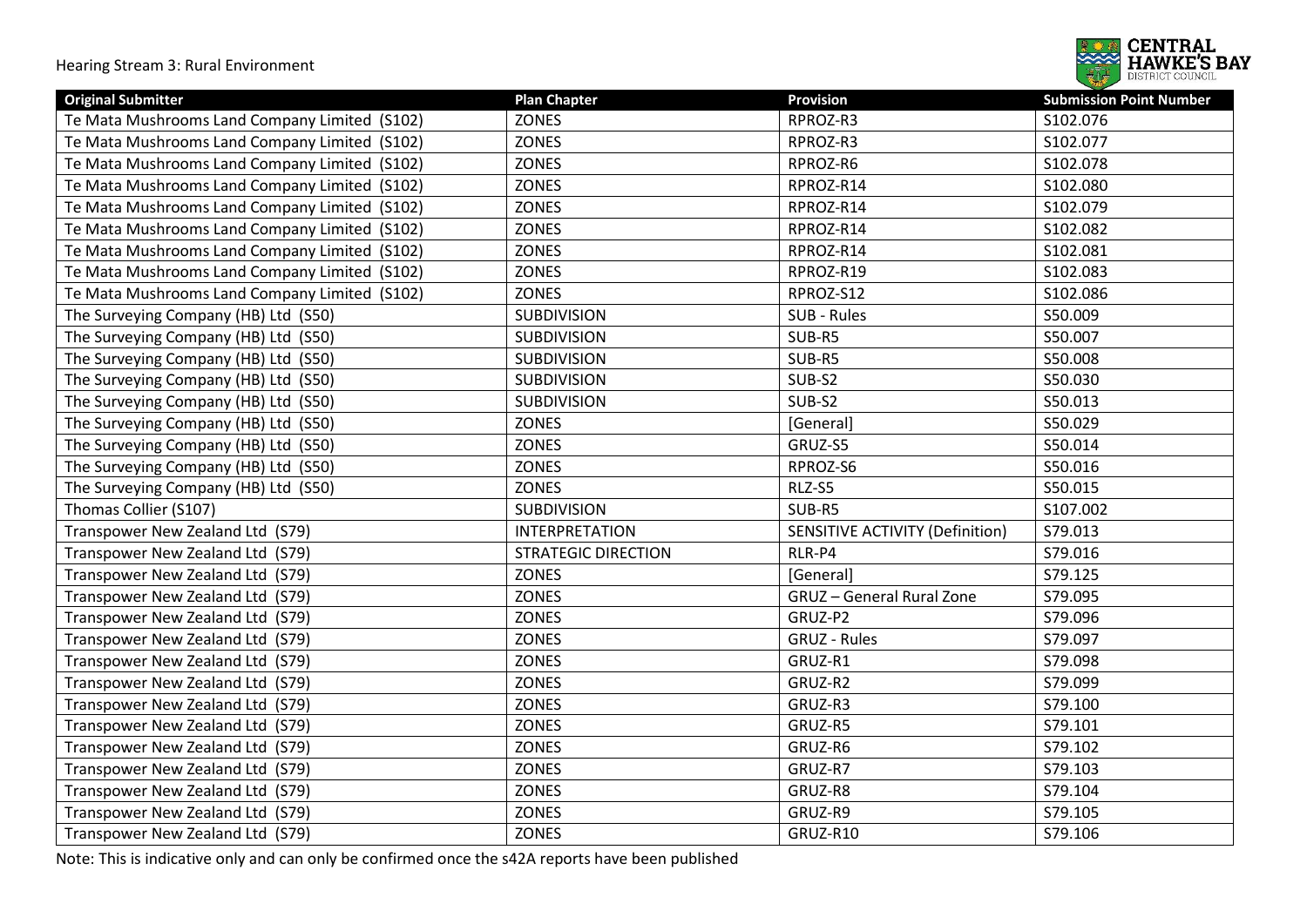| Original Submitter | Plan Chapter | Provision | Submission Point Number |
| --- | --- | --- | --- |
| Te Mata Mushrooms Land Company Limited (S102) | ZONES | RPROZ-R3 | S102.076 |
| Te Mata Mushrooms Land Company Limited (S102) | ZONES | RPROZ-R3 | S102.077 |
| Te Mata Mushrooms Land Company Limited (S102) | ZONES | RPROZ-R6 | S102.078 |
| Te Mata Mushrooms Land Company Limited (S102) | ZONES | RPROZ-R14 | S102.080 |
| Te Mata Mushrooms Land Company Limited (S102) | ZONES | RPROZ-R14 | S102.079 |
| Te Mata Mushrooms Land Company Limited (S102) | ZONES | RPROZ-R14 | S102.082 |
| Te Mata Mushrooms Land Company Limited (S102) | ZONES | RPROZ-R14 | S102.081 |
| Te Mata Mushrooms Land Company Limited (S102) | ZONES | RPROZ-R19 | S102.083 |
| Te Mata Mushrooms Land Company Limited (S102) | ZONES | RPROZ-S12 | S102.086 |
| The Surveying Company (HB) Ltd (S50) | SUBDIVISION | SUB - Rules | S50.009 |
| The Surveying Company (HB) Ltd (S50) | SUBDIVISION | SUB-R5 | S50.007 |
| The Surveying Company (HB) Ltd (S50) | SUBDIVISION | SUB-R5 | S50.008 |
| The Surveying Company (HB) Ltd (S50) | SUBDIVISION | SUB-S2 | S50.030 |
| The Surveying Company (HB) Ltd (S50) | SUBDIVISION | SUB-S2 | S50.013 |
| The Surveying Company (HB) Ltd (S50) | ZONES | [General] | S50.029 |
| The Surveying Company (HB) Ltd (S50) | ZONES | GRUZ-S5 | S50.014 |
| The Surveying Company (HB) Ltd (S50) | ZONES | RPROZ-S6 | S50.016 |
| The Surveying Company (HB) Ltd (S50) | ZONES | RLZ-S5 | S50.015 |
| Thomas Collier (S107) | SUBDIVISION | SUB-R5 | S107.002 |
| Transpower New Zealand Ltd (S79) | INTERPRETATION | SENSITIVE ACTIVITY (Definition) | S79.013 |
| Transpower New Zealand Ltd (S79) | STRATEGIC DIRECTION | RLR-P4 | S79.016 |
| Transpower New Zealand Ltd (S79) | ZONES | [General] | S79.125 |
| Transpower New Zealand Ltd (S79) | ZONES | GRUZ – General Rural Zone | S79.095 |
| Transpower New Zealand Ltd (S79) | ZONES | GRUZ-P2 | S79.096 |
| Transpower New Zealand Ltd (S79) | ZONES | GRUZ - Rules | S79.097 |
| Transpower New Zealand Ltd (S79) | ZONES | GRUZ-R1 | S79.098 |
| Transpower New Zealand Ltd (S79) | ZONES | GRUZ-R2 | S79.099 |
| Transpower New Zealand Ltd (S79) | ZONES | GRUZ-R3 | S79.100 |
| Transpower New Zealand Ltd (S79) | ZONES | GRUZ-R5 | S79.101 |
| Transpower New Zealand Ltd (S79) | ZONES | GRUZ-R6 | S79.102 |
| Transpower New Zealand Ltd (S79) | ZONES | GRUZ-R7 | S79.103 |
| Transpower New Zealand Ltd (S79) | ZONES | GRUZ-R8 | S79.104 |
| Transpower New Zealand Ltd (S79) | ZONES | GRUZ-R9 | S79.105 |
| Transpower New Zealand Ltd (S79) | ZONES | GRUZ-R10 | S79.106 |

Note: This is indicative only and can only be confirmed once the s42A reports have been published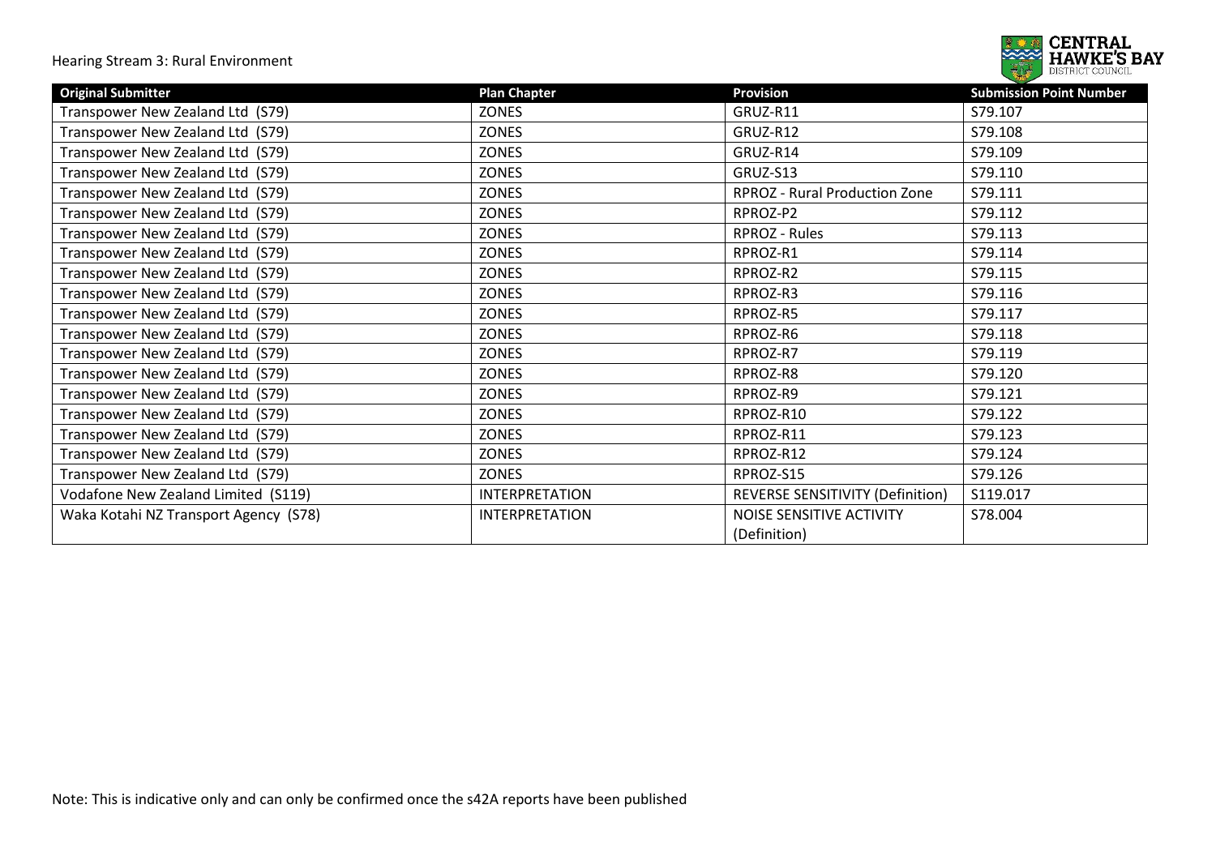| Original Submitter | Plan Chapter | Provision | Submission Point Number |
|---|---|---|---|
| Transpower New Zealand Ltd (S79) | ZONES | GRUZ-R11 | S79.107 |
| Transpower New Zealand Ltd (S79) | ZONES | GRUZ-R12 | S79.108 |
| Transpower New Zealand Ltd (S79) | ZONES | GRUZ-R14 | S79.109 |
| Transpower New Zealand Ltd (S79) | ZONES | GRUZ-S13 | S79.110 |
| Transpower New Zealand Ltd (S79) | ZONES | RPROZ - Rural Production Zone | S79.111 |
| Transpower New Zealand Ltd (S79) | ZONES | RPROZ-P2 | S79.112 |
| Transpower New Zealand Ltd (S79) | ZONES | RPROZ - Rules | S79.113 |
| Transpower New Zealand Ltd (S79) | ZONES | RPROZ-R1 | S79.114 |
| Transpower New Zealand Ltd (S79) | ZONES | RPROZ-R2 | S79.115 |
| Transpower New Zealand Ltd (S79) | ZONES | RPROZ-R3 | S79.116 |
| Transpower New Zealand Ltd (S79) | ZONES | RPROZ-R5 | S79.117 |
| Transpower New Zealand Ltd (S79) | ZONES | RPROZ-R6 | S79.118 |
| Transpower New Zealand Ltd (S79) | ZONES | RPROZ-R7 | S79.119 |
| Transpower New Zealand Ltd (S79) | ZONES | RPROZ-R8 | S79.120 |
| Transpower New Zealand Ltd (S79) | ZONES | RPROZ-R9 | S79.121 |
| Transpower New Zealand Ltd (S79) | ZONES | RPROZ-R10 | S79.122 |
| Transpower New Zealand Ltd (S79) | ZONES | RPROZ-R11 | S79.123 |
| Transpower New Zealand Ltd (S79) | ZONES | RPROZ-R12 | S79.124 |
| Transpower New Zealand Ltd (S79) | ZONES | RPROZ-S15 | S79.126 |
| Vodafone New Zealand Limited (S119) | INTERPRETATION | REVERSE SENSITIVITY (Definition) | S119.017 |
| Waka Kotahi NZ Transport Agency (S78) | INTERPRETATION | NOISE SENSITIVE ACTIVITY (Definition) | S78.004 |

Note: This is indicative only and can only be confirmed once the s42A reports have been published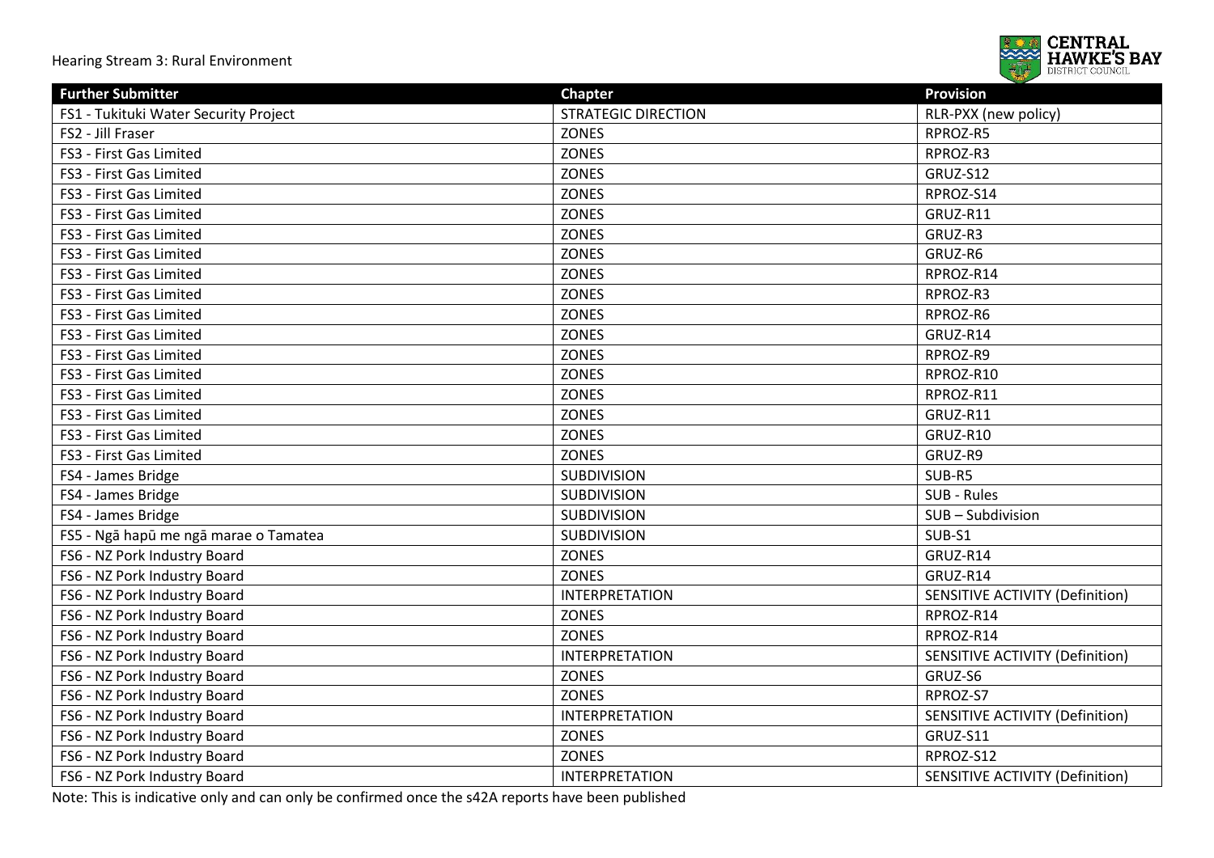| Further Submitter | Chapter | Provision |
| --- | --- | --- |
| FS1 - Tukituki Water Security Project | STRATEGIC DIRECTION | RLR-PXX (new policy) |
| FS2 - Jill Fraser | ZONES | RPROZ-R5 |
| FS3 - First Gas Limited | ZONES | RPROZ-R3 |
| FS3 - First Gas Limited | ZONES | GRUZ-S12 |
| FS3 - First Gas Limited | ZONES | RPROZ-S14 |
| FS3 - First Gas Limited | ZONES | GRUZ-R11 |
| FS3 - First Gas Limited | ZONES | GRUZ-R3 |
| FS3 - First Gas Limited | ZONES | GRUZ-R6 |
| FS3 - First Gas Limited | ZONES | RPROZ-R14 |
| FS3 - First Gas Limited | ZONES | RPROZ-R3 |
| FS3 - First Gas Limited | ZONES | RPROZ-R6 |
| FS3 - First Gas Limited | ZONES | GRUZ-R14 |
| FS3 - First Gas Limited | ZONES | RPROZ-R9 |
| FS3 - First Gas Limited | ZONES | RPROZ-R10 |
| FS3 - First Gas Limited | ZONES | RPROZ-R11 |
| FS3 - First Gas Limited | ZONES | GRUZ-R11 |
| FS3 - First Gas Limited | ZONES | GRUZ-R10 |
| FS3 - First Gas Limited | ZONES | GRUZ-R9 |
| FS4 - James Bridge | SUBDIVISION | SUB-R5 |
| FS4 - James Bridge | SUBDIVISION | SUB - Rules |
| FS4 - James Bridge | SUBDIVISION | SUB – Subdivision |
| FS5 - Ngā hapū me ngā marae o Tamatea | SUBDIVISION | SUB-S1 |
| FS6 - NZ Pork Industry Board | ZONES | GRUZ-R14 |
| FS6 - NZ Pork Industry Board | ZONES | GRUZ-R14 |
| FS6 - NZ Pork Industry Board | INTERPRETATION | SENSITIVE ACTIVITY (Definition) |
| FS6 - NZ Pork Industry Board | ZONES | RPROZ-R14 |
| FS6 - NZ Pork Industry Board | ZONES | RPROZ-R14 |
| FS6 - NZ Pork Industry Board | INTERPRETATION | SENSITIVE ACTIVITY (Definition) |
| FS6 - NZ Pork Industry Board | ZONES | GRUZ-S6 |
| FS6 - NZ Pork Industry Board | ZONES | RPROZ-S7 |
| FS6 - NZ Pork Industry Board | INTERPRETATION | SENSITIVE ACTIVITY (Definition) |
| FS6 - NZ Pork Industry Board | ZONES | GRUZ-S11 |
| FS6 - NZ Pork Industry Board | ZONES | RPROZ-S12 |
| FS6 - NZ Pork Industry Board | INTERPRETATION | SENSITIVE ACTIVITY (Definition) |

Note: This is indicative only and can only be confirmed once the s42A reports have been published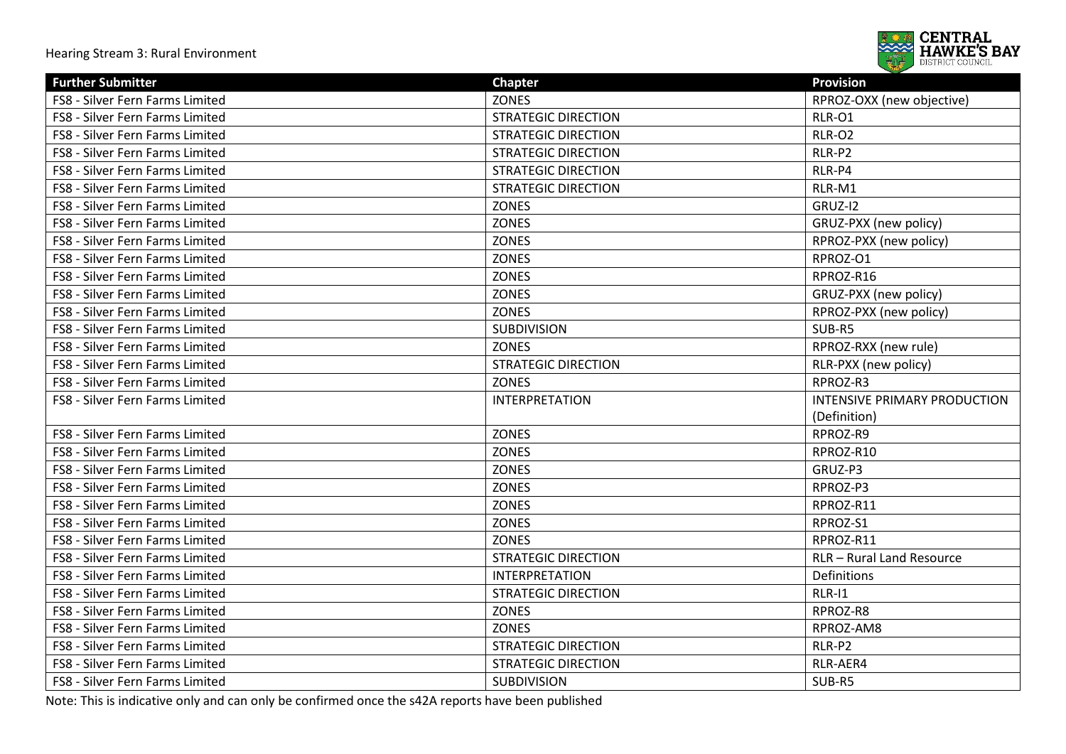| Further Submitter | Chapter | Provision |
|---|---|---|
| FS8 - Silver Fern Farms Limited | ZONES | RPROZ-OXX (new objective) |
| FS8 - Silver Fern Farms Limited | STRATEGIC DIRECTION | RLR-O1 |
| FS8 - Silver Fern Farms Limited | STRATEGIC DIRECTION | RLR-O2 |
| FS8 - Silver Fern Farms Limited | STRATEGIC DIRECTION | RLR-P2 |
| FS8 - Silver Fern Farms Limited | STRATEGIC DIRECTION | RLR-P4 |
| FS8 - Silver Fern Farms Limited | STRATEGIC DIRECTION | RLR-M1 |
| FS8 - Silver Fern Farms Limited | ZONES | GRUZ-I2 |
| FS8 - Silver Fern Farms Limited | ZONES | GRUZ-PXX (new policy) |
| FS8 - Silver Fern Farms Limited | ZONES | RPROZ-PXX (new policy) |
| FS8 - Silver Fern Farms Limited | ZONES | RPROZ-O1 |
| FS8 - Silver Fern Farms Limited | ZONES | RPROZ-R16 |
| FS8 - Silver Fern Farms Limited | ZONES | GRUZ-PXX (new policy) |
| FS8 - Silver Fern Farms Limited | ZONES | RPROZ-PXX (new policy) |
| FS8 - Silver Fern Farms Limited | SUBDIVISION | SUB-R5 |
| FS8 - Silver Fern Farms Limited | ZONES | RPROZ-RXX (new rule) |
| FS8 - Silver Fern Farms Limited | STRATEGIC DIRECTION | RLR-PXX (new policy) |
| FS8 - Silver Fern Farms Limited | ZONES | RPROZ-R3 |
| FS8 - Silver Fern Farms Limited | INTERPRETATION | INTENSIVE PRIMARY PRODUCTION (Definition) |
| FS8 - Silver Fern Farms Limited | ZONES | RPROZ-R9 |
| FS8 - Silver Fern Farms Limited | ZONES | RPROZ-R10 |
| FS8 - Silver Fern Farms Limited | ZONES | GRUZ-P3 |
| FS8 - Silver Fern Farms Limited | ZONES | RPROZ-P3 |
| FS8 - Silver Fern Farms Limited | ZONES | RPROZ-R11 |
| FS8 - Silver Fern Farms Limited | ZONES | RPROZ-S1 |
| FS8 - Silver Fern Farms Limited | ZONES | RPROZ-R11 |
| FS8 - Silver Fern Farms Limited | STRATEGIC DIRECTION | RLR – Rural Land Resource |
| FS8 - Silver Fern Farms Limited | INTERPRETATION | Definitions |
| FS8 - Silver Fern Farms Limited | STRATEGIC DIRECTION | RLR-I1 |
| FS8 - Silver Fern Farms Limited | ZONES | RPROZ-R8 |
| FS8 - Silver Fern Farms Limited | ZONES | RPROZ-AM8 |
| FS8 - Silver Fern Farms Limited | STRATEGIC DIRECTION | RLR-P2 |
| FS8 - Silver Fern Farms Limited | STRATEGIC DIRECTION | RLR-AER4 |
| FS8 - Silver Fern Farms Limited | SUBDIVISION | SUB-R5 |

Note: This is indicative only and can only be confirmed once the s42A reports have been published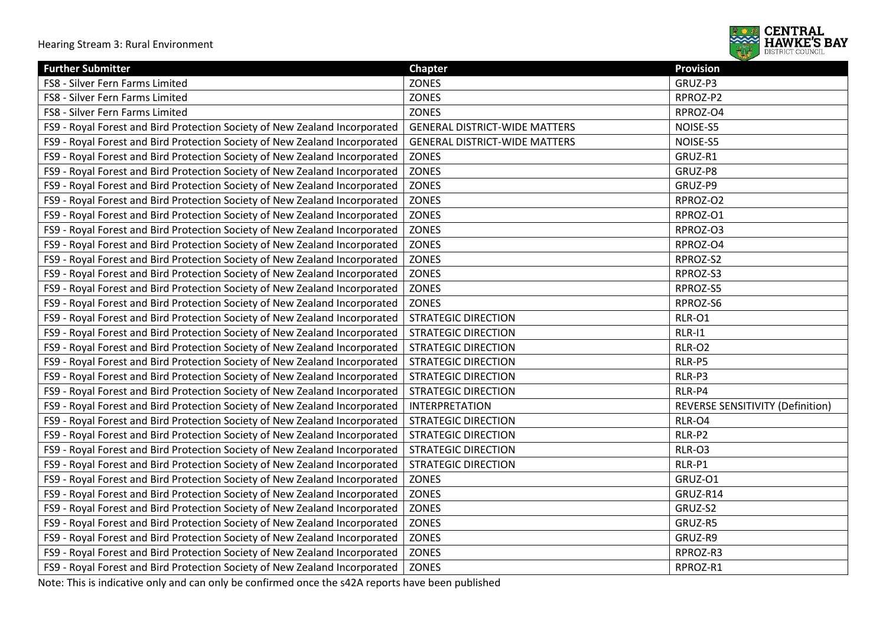| Further Submitter | Chapter | Provision |
| --- | --- | --- |
| FS8 - Silver Fern Farms Limited | ZONES | GRUZ-P3 |
| FS8 - Silver Fern Farms Limited | ZONES | RPROZ-P2 |
| FS8 - Silver Fern Farms Limited | ZONES | RPROZ-O4 |
| FS9 - Royal Forest and Bird Protection Society of New Zealand Incorporated | GENERAL DISTRICT-WIDE MATTERS | NOISE-S5 |
| FS9 - Royal Forest and Bird Protection Society of New Zealand Incorporated | GENERAL DISTRICT-WIDE MATTERS | NOISE-S5 |
| FS9 - Royal Forest and Bird Protection Society of New Zealand Incorporated | ZONES | GRUZ-R1 |
| FS9 - Royal Forest and Bird Protection Society of New Zealand Incorporated | ZONES | GRUZ-P8 |
| FS9 - Royal Forest and Bird Protection Society of New Zealand Incorporated | ZONES | GRUZ-P9 |
| FS9 - Royal Forest and Bird Protection Society of New Zealand Incorporated | ZONES | RPROZ-O2 |
| FS9 - Royal Forest and Bird Protection Society of New Zealand Incorporated | ZONES | RPROZ-O1 |
| FS9 - Royal Forest and Bird Protection Society of New Zealand Incorporated | ZONES | RPROZ-O3 |
| FS9 - Royal Forest and Bird Protection Society of New Zealand Incorporated | ZONES | RPROZ-O4 |
| FS9 - Royal Forest and Bird Protection Society of New Zealand Incorporated | ZONES | RPROZ-S2 |
| FS9 - Royal Forest and Bird Protection Society of New Zealand Incorporated | ZONES | RPROZ-S3 |
| FS9 - Royal Forest and Bird Protection Society of New Zealand Incorporated | ZONES | RPROZ-S5 |
| FS9 - Royal Forest and Bird Protection Society of New Zealand Incorporated | ZONES | RPROZ-S6 |
| FS9 - Royal Forest and Bird Protection Society of New Zealand Incorporated | STRATEGIC DIRECTION | RLR-O1 |
| FS9 - Royal Forest and Bird Protection Society of New Zealand Incorporated | STRATEGIC DIRECTION | RLR-I1 |
| FS9 - Royal Forest and Bird Protection Society of New Zealand Incorporated | STRATEGIC DIRECTION | RLR-O2 |
| FS9 - Royal Forest and Bird Protection Society of New Zealand Incorporated | STRATEGIC DIRECTION | RLR-P5 |
| FS9 - Royal Forest and Bird Protection Society of New Zealand Incorporated | STRATEGIC DIRECTION | RLR-P3 |
| FS9 - Royal Forest and Bird Protection Society of New Zealand Incorporated | STRATEGIC DIRECTION | RLR-P4 |
| FS9 - Royal Forest and Bird Protection Society of New Zealand Incorporated | INTERPRETATION | REVERSE SENSITIVITY (Definition) |
| FS9 - Royal Forest and Bird Protection Society of New Zealand Incorporated | STRATEGIC DIRECTION | RLR-O4 |
| FS9 - Royal Forest and Bird Protection Society of New Zealand Incorporated | STRATEGIC DIRECTION | RLR-P2 |
| FS9 - Royal Forest and Bird Protection Society of New Zealand Incorporated | STRATEGIC DIRECTION | RLR-O3 |
| FS9 - Royal Forest and Bird Protection Society of New Zealand Incorporated | STRATEGIC DIRECTION | RLR-P1 |
| FS9 - Royal Forest and Bird Protection Society of New Zealand Incorporated | ZONES | GRUZ-O1 |
| FS9 - Royal Forest and Bird Protection Society of New Zealand Incorporated | ZONES | GRUZ-R14 |
| FS9 - Royal Forest and Bird Protection Society of New Zealand Incorporated | ZONES | GRUZ-S2 |
| FS9 - Royal Forest and Bird Protection Society of New Zealand Incorporated | ZONES | GRUZ-R5 |
| FS9 - Royal Forest and Bird Protection Society of New Zealand Incorporated | ZONES | GRUZ-R9 |
| FS9 - Royal Forest and Bird Protection Society of New Zealand Incorporated | ZONES | RPROZ-R3 |
| FS9 - Royal Forest and Bird Protection Society of New Zealand Incorporated | ZONES | RPROZ-R1 |

Note: This is indicative only and can only be confirmed once the s42A reports have been published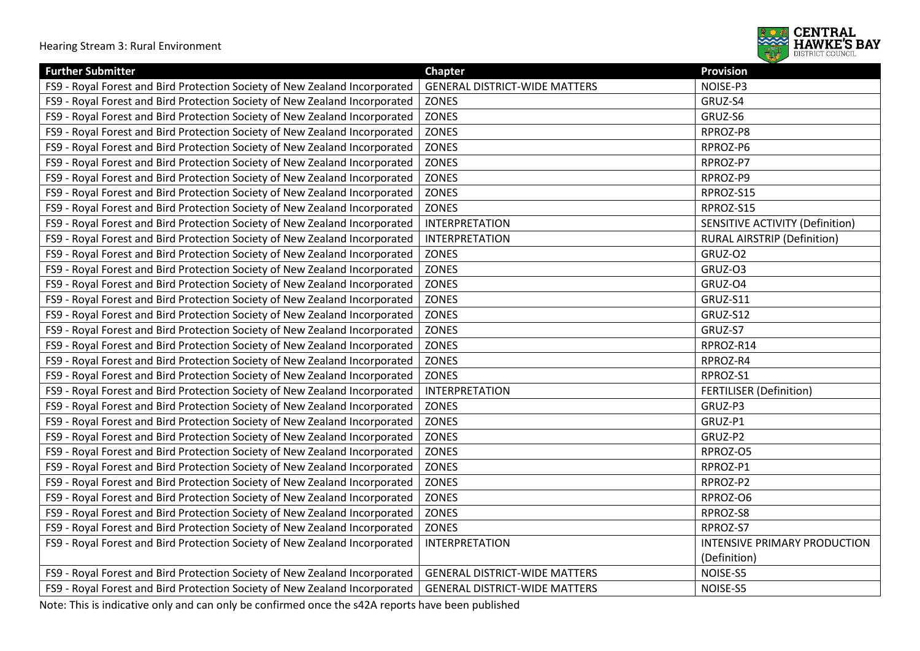| Further Submitter | Chapter | Provision |
|---|---|---|
| FS9 - Royal Forest and Bird Protection Society of New Zealand Incorporated | GENERAL DISTRICT-WIDE MATTERS | NOISE-P3 |
| FS9 - Royal Forest and Bird Protection Society of New Zealand Incorporated | ZONES | GRUZ-S4 |
| FS9 - Royal Forest and Bird Protection Society of New Zealand Incorporated | ZONES | GRUZ-S6 |
| FS9 - Royal Forest and Bird Protection Society of New Zealand Incorporated | ZONES | RPROZ-P8 |
| FS9 - Royal Forest and Bird Protection Society of New Zealand Incorporated | ZONES | RPROZ-P6 |
| FS9 - Royal Forest and Bird Protection Society of New Zealand Incorporated | ZONES | RPROZ-P7 |
| FS9 - Royal Forest and Bird Protection Society of New Zealand Incorporated | ZONES | RPROZ-P9 |
| FS9 - Royal Forest and Bird Protection Society of New Zealand Incorporated | ZONES | RPROZ-S15 |
| FS9 - Royal Forest and Bird Protection Society of New Zealand Incorporated | ZONES | RPROZ-S15 |
| FS9 - Royal Forest and Bird Protection Society of New Zealand Incorporated | INTERPRETATION | SENSITIVE ACTIVITY (Definition) |
| FS9 - Royal Forest and Bird Protection Society of New Zealand Incorporated | INTERPRETATION | RURAL AIRSTRIP (Definition) |
| FS9 - Royal Forest and Bird Protection Society of New Zealand Incorporated | ZONES | GRUZ-O2 |
| FS9 - Royal Forest and Bird Protection Society of New Zealand Incorporated | ZONES | GRUZ-O3 |
| FS9 - Royal Forest and Bird Protection Society of New Zealand Incorporated | ZONES | GRUZ-O4 |
| FS9 - Royal Forest and Bird Protection Society of New Zealand Incorporated | ZONES | GRUZ-S11 |
| FS9 - Royal Forest and Bird Protection Society of New Zealand Incorporated | ZONES | GRUZ-S12 |
| FS9 - Royal Forest and Bird Protection Society of New Zealand Incorporated | ZONES | GRUZ-S7 |
| FS9 - Royal Forest and Bird Protection Society of New Zealand Incorporated | ZONES | RPROZ-R14 |
| FS9 - Royal Forest and Bird Protection Society of New Zealand Incorporated | ZONES | RPROZ-R4 |
| FS9 - Royal Forest and Bird Protection Society of New Zealand Incorporated | ZONES | RPROZ-S1 |
| FS9 - Royal Forest and Bird Protection Society of New Zealand Incorporated | INTERPRETATION | FERTILISER (Definition) |
| FS9 - Royal Forest and Bird Protection Society of New Zealand Incorporated | ZONES | GRUZ-P3 |
| FS9 - Royal Forest and Bird Protection Society of New Zealand Incorporated | ZONES | GRUZ-P1 |
| FS9 - Royal Forest and Bird Protection Society of New Zealand Incorporated | ZONES | GRUZ-P2 |
| FS9 - Royal Forest and Bird Protection Society of New Zealand Incorporated | ZONES | RPROZ-O5 |
| FS9 - Royal Forest and Bird Protection Society of New Zealand Incorporated | ZONES | RPROZ-P1 |
| FS9 - Royal Forest and Bird Protection Society of New Zealand Incorporated | ZONES | RPROZ-P2 |
| FS9 - Royal Forest and Bird Protection Society of New Zealand Incorporated | ZONES | RPROZ-O6 |
| FS9 - Royal Forest and Bird Protection Society of New Zealand Incorporated | ZONES | RPROZ-S8 |
| FS9 - Royal Forest and Bird Protection Society of New Zealand Incorporated | ZONES | RPROZ-S7 |
| FS9 - Royal Forest and Bird Protection Society of New Zealand Incorporated | INTERPRETATION | INTENSIVE PRIMARY PRODUCTION (Definition) |
| FS9 - Royal Forest and Bird Protection Society of New Zealand Incorporated | GENERAL DISTRICT-WIDE MATTERS | NOISE-S5 |
| FS9 - Royal Forest and Bird Protection Society of New Zealand Incorporated | GENERAL DISTRICT-WIDE MATTERS | NOISE-S5 |

Note: This is indicative only and can only be confirmed once the s42A reports have been published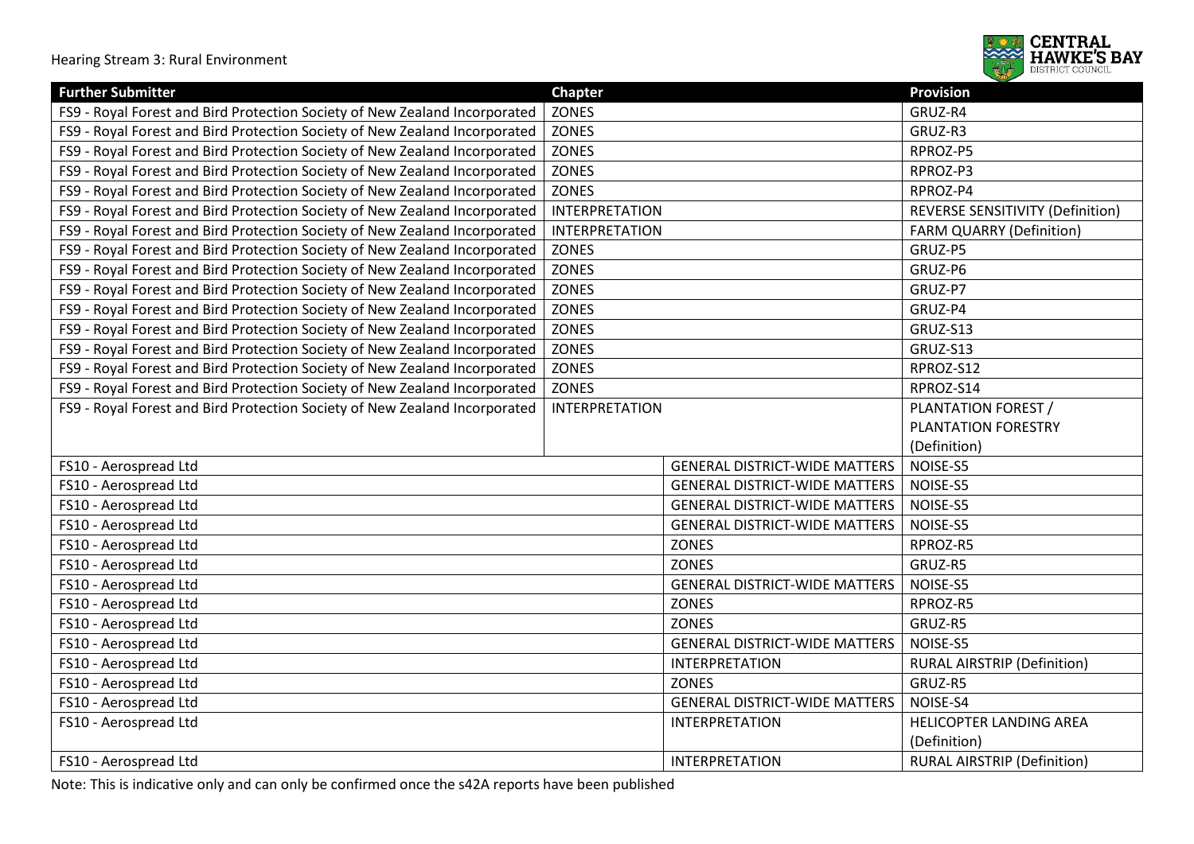| Further Submitter | Chapter | Provision |
| --- | --- | --- |
| FS9 - Royal Forest and Bird Protection Society of New Zealand Incorporated | ZONES | GRUZ-R4 |
| FS9 - Royal Forest and Bird Protection Society of New Zealand Incorporated | ZONES | GRUZ-R3 |
| FS9 - Royal Forest and Bird Protection Society of New Zealand Incorporated | ZONES | RPROZ-P5 |
| FS9 - Royal Forest and Bird Protection Society of New Zealand Incorporated | ZONES | RPROZ-P3 |
| FS9 - Royal Forest and Bird Protection Society of New Zealand Incorporated | ZONES | RPROZ-P4 |
| FS9 - Royal Forest and Bird Protection Society of New Zealand Incorporated | INTERPRETATION | REVERSE SENSITIVITY (Definition) |
| FS9 - Royal Forest and Bird Protection Society of New Zealand Incorporated | INTERPRETATION | FARM QUARRY (Definition) |
| FS9 - Royal Forest and Bird Protection Society of New Zealand Incorporated | ZONES | GRUZ-P5 |
| FS9 - Royal Forest and Bird Protection Society of New Zealand Incorporated | ZONES | GRUZ-P6 |
| FS9 - Royal Forest and Bird Protection Society of New Zealand Incorporated | ZONES | GRUZ-P7 |
| FS9 - Royal Forest and Bird Protection Society of New Zealand Incorporated | ZONES | GRUZ-P4 |
| FS9 - Royal Forest and Bird Protection Society of New Zealand Incorporated | ZONES | GRUZ-S13 |
| FS9 - Royal Forest and Bird Protection Society of New Zealand Incorporated | ZONES | GRUZ-S13 |
| FS9 - Royal Forest and Bird Protection Society of New Zealand Incorporated | ZONES | RPROZ-S12 |
| FS9 - Royal Forest and Bird Protection Society of New Zealand Incorporated | ZONES | RPROZ-S14 |
| FS9 - Royal Forest and Bird Protection Society of New Zealand Incorporated | INTERPRETATION | PLANTATION FOREST / PLANTATION FORESTRY (Definition) |
| FS10 - Aerospread Ltd | GENERAL DISTRICT-WIDE MATTERS | NOISE-S5 |
| FS10 - Aerospread Ltd | GENERAL DISTRICT-WIDE MATTERS | NOISE-S5 |
| FS10 - Aerospread Ltd | GENERAL DISTRICT-WIDE MATTERS | NOISE-S5 |
| FS10 - Aerospread Ltd | GENERAL DISTRICT-WIDE MATTERS | NOISE-S5 |
| FS10 - Aerospread Ltd | ZONES | RPROZ-R5 |
| FS10 - Aerospread Ltd | ZONES | GRUZ-R5 |
| FS10 - Aerospread Ltd | GENERAL DISTRICT-WIDE MATTERS | NOISE-S5 |
| FS10 - Aerospread Ltd | ZONES | RPROZ-R5 |
| FS10 - Aerospread Ltd | ZONES | GRUZ-R5 |
| FS10 - Aerospread Ltd | GENERAL DISTRICT-WIDE MATTERS | NOISE-S5 |
| FS10 - Aerospread Ltd | INTERPRETATION | RURAL AIRSTRIP (Definition) |
| FS10 - Aerospread Ltd | ZONES | GRUZ-R5 |
| FS10 - Aerospread Ltd | GENERAL DISTRICT-WIDE MATTERS | NOISE-S4 |
| FS10 - Aerospread Ltd | INTERPRETATION | HELICOPTER LANDING AREA (Definition) |
| FS10 - Aerospread Ltd | INTERPRETATION | RURAL AIRSTRIP (Definition) |

Note: This is indicative only and can only be confirmed once the s42A reports have been published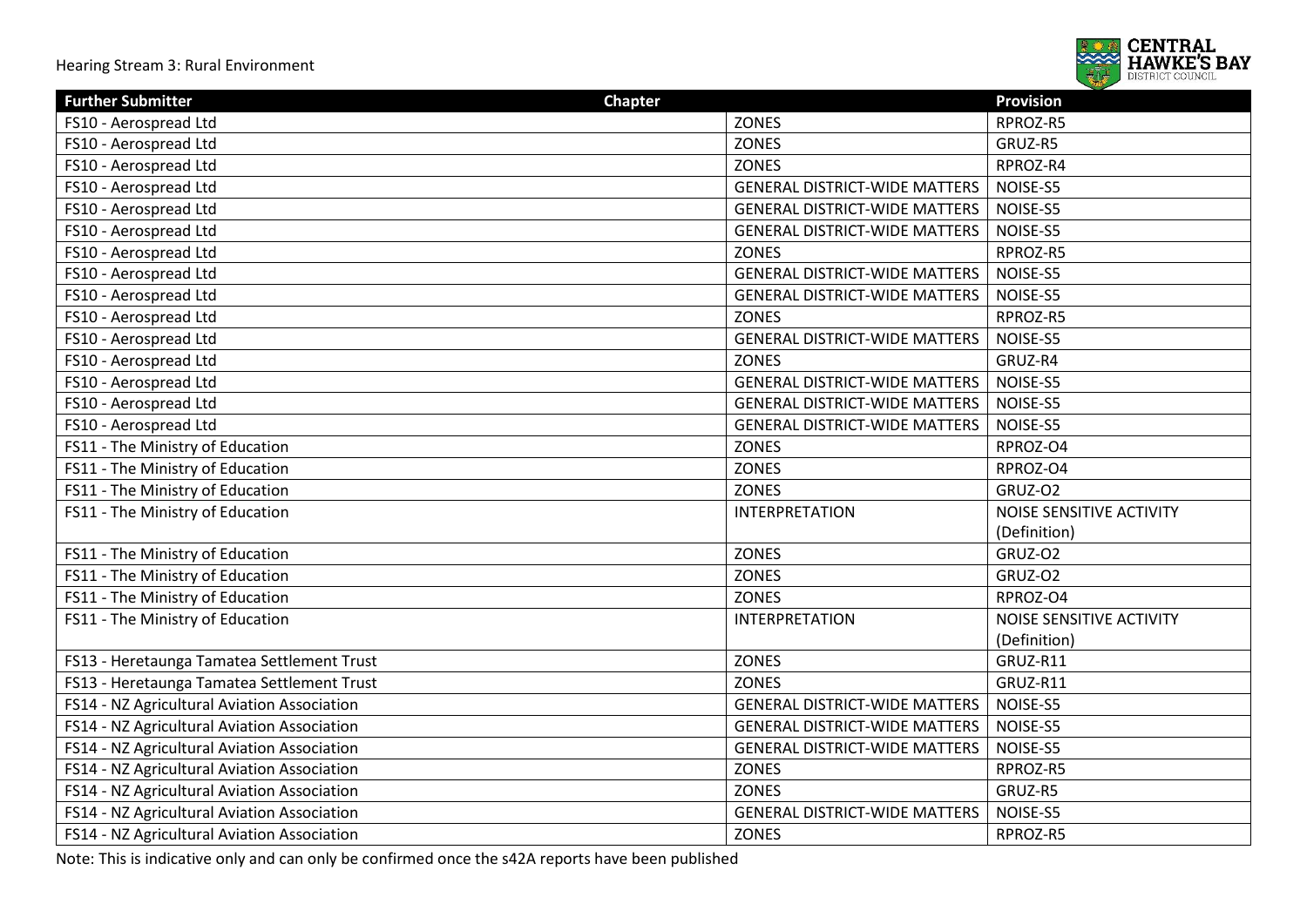| Further Submitter | Chapter | Provision |
| --- | --- | --- |
| FS10 - Aerospread Ltd | ZONES | RPROZ-R5 |
| FS10 - Aerospread Ltd | ZONES | GRUZ-R5 |
| FS10 - Aerospread Ltd | ZONES | RPROZ-R4 |
| FS10 - Aerospread Ltd | GENERAL DISTRICT-WIDE MATTERS | NOISE-S5 |
| FS10 - Aerospread Ltd | GENERAL DISTRICT-WIDE MATTERS | NOISE-S5 |
| FS10 - Aerospread Ltd | GENERAL DISTRICT-WIDE MATTERS | NOISE-S5 |
| FS10 - Aerospread Ltd | ZONES | RPROZ-R5 |
| FS10 - Aerospread Ltd | GENERAL DISTRICT-WIDE MATTERS | NOISE-S5 |
| FS10 - Aerospread Ltd | GENERAL DISTRICT-WIDE MATTERS | NOISE-S5 |
| FS10 - Aerospread Ltd | ZONES | RPROZ-R5 |
| FS10 - Aerospread Ltd | GENERAL DISTRICT-WIDE MATTERS | NOISE-S5 |
| FS10 - Aerospread Ltd | ZONES | GRUZ-R4 |
| FS10 - Aerospread Ltd | GENERAL DISTRICT-WIDE MATTERS | NOISE-S5 |
| FS10 - Aerospread Ltd | GENERAL DISTRICT-WIDE MATTERS | NOISE-S5 |
| FS10 - Aerospread Ltd | GENERAL DISTRICT-WIDE MATTERS | NOISE-S5 |
| FS11 - The Ministry of Education | ZONES | RPROZ-O4 |
| FS11 - The Ministry of Education | ZONES | RPROZ-O4 |
| FS11 - The Ministry of Education | ZONES | GRUZ-O2 |
| FS11 - The Ministry of Education | INTERPRETATION | NOISE SENSITIVE ACTIVITY (Definition) |
| FS11 - The Ministry of Education | ZONES | GRUZ-O2 |
| FS11 - The Ministry of Education | ZONES | GRUZ-O2 |
| FS11 - The Ministry of Education | ZONES | RPROZ-O4 |
| FS11 - The Ministry of Education | INTERPRETATION | NOISE SENSITIVE ACTIVITY (Definition) |
| FS13 - Heretaunga Tamatea Settlement Trust | ZONES | GRUZ-R11 |
| FS13 - Heretaunga Tamatea Settlement Trust | ZONES | GRUZ-R11 |
| FS14 - NZ Agricultural Aviation Association | GENERAL DISTRICT-WIDE MATTERS | NOISE-S5 |
| FS14 - NZ Agricultural Aviation Association | GENERAL DISTRICT-WIDE MATTERS | NOISE-S5 |
| FS14 - NZ Agricultural Aviation Association | GENERAL DISTRICT-WIDE MATTERS | NOISE-S5 |
| FS14 - NZ Agricultural Aviation Association | ZONES | RPROZ-R5 |
| FS14 - NZ Agricultural Aviation Association | ZONES | GRUZ-R5 |
| FS14 - NZ Agricultural Aviation Association | GENERAL DISTRICT-WIDE MATTERS | NOISE-S5 |
| FS14 - NZ Agricultural Aviation Association | ZONES | RPROZ-R5 |

Note: This is indicative only and can only be confirmed once the s42A reports have been published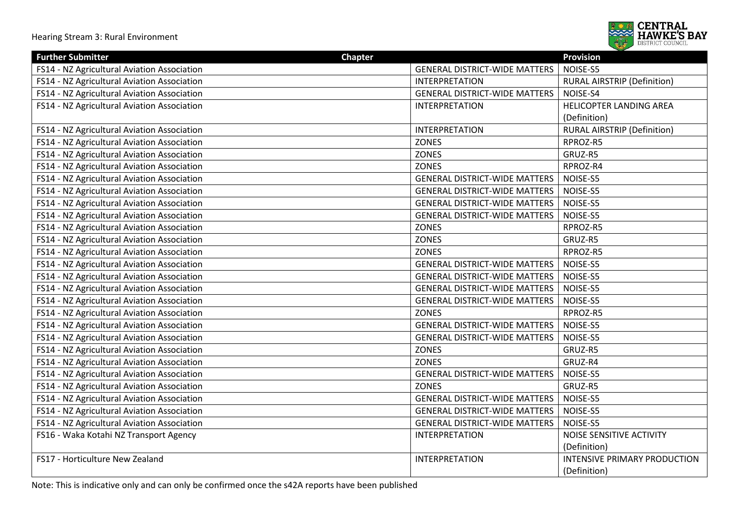| Further Submitter | Chapter | Provision |
|---|---|---|
| FS14 - NZ Agricultural Aviation Association | GENERAL DISTRICT-WIDE MATTERS | NOISE-S5 |
| FS14 - NZ Agricultural Aviation Association | INTERPRETATION | RURAL AIRSTRIP (Definition) |
| FS14 - NZ Agricultural Aviation Association | GENERAL DISTRICT-WIDE MATTERS | NOISE-S4 |
| FS14 - NZ Agricultural Aviation Association | INTERPRETATION | HELICOPTER LANDING AREA (Definition) |
| FS14 - NZ Agricultural Aviation Association | INTERPRETATION | RURAL AIRSTRIP (Definition) |
| FS14 - NZ Agricultural Aviation Association | ZONES | RPROZ-R5 |
| FS14 - NZ Agricultural Aviation Association | ZONES | GRUZ-R5 |
| FS14 - NZ Agricultural Aviation Association | ZONES | RPROZ-R4 |
| FS14 - NZ Agricultural Aviation Association | GENERAL DISTRICT-WIDE MATTERS | NOISE-S5 |
| FS14 - NZ Agricultural Aviation Association | GENERAL DISTRICT-WIDE MATTERS | NOISE-S5 |
| FS14 - NZ Agricultural Aviation Association | GENERAL DISTRICT-WIDE MATTERS | NOISE-S5 |
| FS14 - NZ Agricultural Aviation Association | GENERAL DISTRICT-WIDE MATTERS | NOISE-S5 |
| FS14 - NZ Agricultural Aviation Association | ZONES | RPROZ-R5 |
| FS14 - NZ Agricultural Aviation Association | ZONES | GRUZ-R5 |
| FS14 - NZ Agricultural Aviation Association | ZONES | RPROZ-R5 |
| FS14 - NZ Agricultural Aviation Association | GENERAL DISTRICT-WIDE MATTERS | NOISE-S5 |
| FS14 - NZ Agricultural Aviation Association | GENERAL DISTRICT-WIDE MATTERS | NOISE-S5 |
| FS14 - NZ Agricultural Aviation Association | GENERAL DISTRICT-WIDE MATTERS | NOISE-S5 |
| FS14 - NZ Agricultural Aviation Association | GENERAL DISTRICT-WIDE MATTERS | NOISE-S5 |
| FS14 - NZ Agricultural Aviation Association | ZONES | RPROZ-R5 |
| FS14 - NZ Agricultural Aviation Association | GENERAL DISTRICT-WIDE MATTERS | NOISE-S5 |
| FS14 - NZ Agricultural Aviation Association | GENERAL DISTRICT-WIDE MATTERS | NOISE-S5 |
| FS14 - NZ Agricultural Aviation Association | ZONES | GRUZ-R5 |
| FS14 - NZ Agricultural Aviation Association | ZONES | GRUZ-R4 |
| FS14 - NZ Agricultural Aviation Association | GENERAL DISTRICT-WIDE MATTERS | NOISE-S5 |
| FS14 - NZ Agricultural Aviation Association | ZONES | GRUZ-R5 |
| FS14 - NZ Agricultural Aviation Association | GENERAL DISTRICT-WIDE MATTERS | NOISE-S5 |
| FS14 - NZ Agricultural Aviation Association | GENERAL DISTRICT-WIDE MATTERS | NOISE-S5 |
| FS14 - NZ Agricultural Aviation Association | GENERAL DISTRICT-WIDE MATTERS | NOISE-S5 |
| FS16 - Waka Kotahi NZ Transport Agency | INTERPRETATION | NOISE SENSITIVE ACTIVITY (Definition) |
| FS17 - Horticulture New Zealand | INTERPRETATION | INTENSIVE PRIMARY PRODUCTION (Definition) |

Note: This is indicative only and can only be confirmed once the s42A reports have been published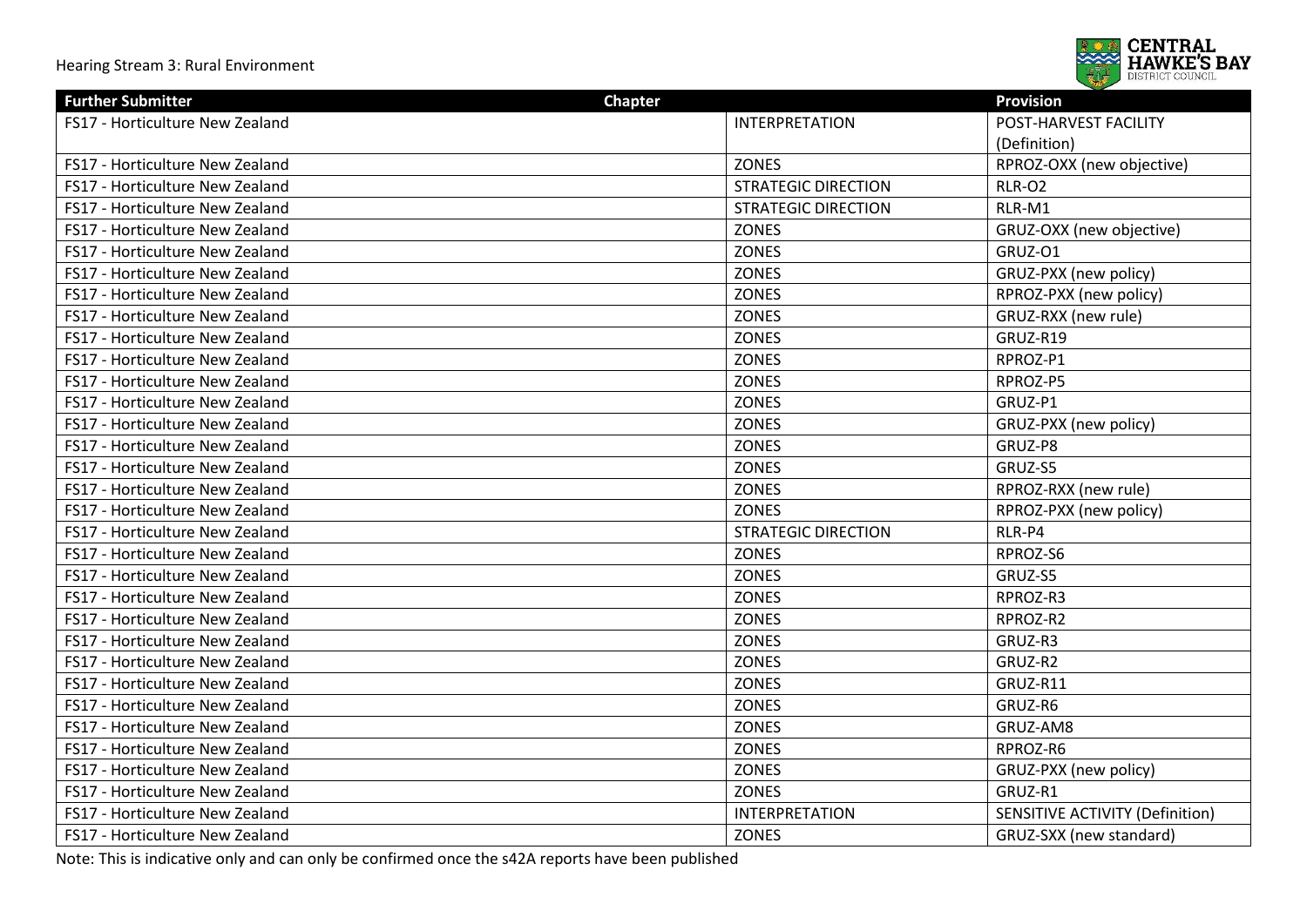| Further Submitter | Chapter | Provision |
|---|---|---|
| FS17 - Horticulture New Zealand | INTERPRETATION | POST-HARVEST FACILITY (Definition) |
| FS17 - Horticulture New Zealand | ZONES | RPROZ-OXX (new objective) |
| FS17 - Horticulture New Zealand | STRATEGIC DIRECTION | RLR-O2 |
| FS17 - Horticulture New Zealand | STRATEGIC DIRECTION | RLR-M1 |
| FS17 - Horticulture New Zealand | ZONES | GRUZ-OXX (new objective) |
| FS17 - Horticulture New Zealand | ZONES | GRUZ-O1 |
| FS17 - Horticulture New Zealand | ZONES | GRUZ-PXX (new policy) |
| FS17 - Horticulture New Zealand | ZONES | RPROZ-PXX (new policy) |
| FS17 - Horticulture New Zealand | ZONES | GRUZ-RXX (new rule) |
| FS17 - Horticulture New Zealand | ZONES | GRUZ-R19 |
| FS17 - Horticulture New Zealand | ZONES | RPROZ-P1 |
| FS17 - Horticulture New Zealand | ZONES | RPROZ-P5 |
| FS17 - Horticulture New Zealand | ZONES | GRUZ-P1 |
| FS17 - Horticulture New Zealand | ZONES | GRUZ-PXX (new policy) |
| FS17 - Horticulture New Zealand | ZONES | GRUZ-P8 |
| FS17 - Horticulture New Zealand | ZONES | GRUZ-S5 |
| FS17 - Horticulture New Zealand | ZONES | RPROZ-RXX (new rule) |
| FS17 - Horticulture New Zealand | ZONES | RPROZ-PXX (new policy) |
| FS17 - Horticulture New Zealand | STRATEGIC DIRECTION | RLR-P4 |
| FS17 - Horticulture New Zealand | ZONES | RPROZ-S6 |
| FS17 - Horticulture New Zealand | ZONES | GRUZ-S5 |
| FS17 - Horticulture New Zealand | ZONES | RPROZ-R3 |
| FS17 - Horticulture New Zealand | ZONES | RPROZ-R2 |
| FS17 - Horticulture New Zealand | ZONES | GRUZ-R3 |
| FS17 - Horticulture New Zealand | ZONES | GRUZ-R2 |
| FS17 - Horticulture New Zealand | ZONES | GRUZ-R11 |
| FS17 - Horticulture New Zealand | ZONES | GRUZ-R6 |
| FS17 - Horticulture New Zealand | ZONES | GRUZ-AM8 |
| FS17 - Horticulture New Zealand | ZONES | RPROZ-R6 |
| FS17 - Horticulture New Zealand | ZONES | GRUZ-PXX (new policy) |
| FS17 - Horticulture New Zealand | ZONES | GRUZ-R1 |
| FS17 - Horticulture New Zealand | INTERPRETATION | SENSITIVE ACTIVITY (Definition) |
| FS17 - Horticulture New Zealand | ZONES | GRUZ-SXX (new standard) |

Note: This is indicative only and can only be confirmed once the s42A reports have been published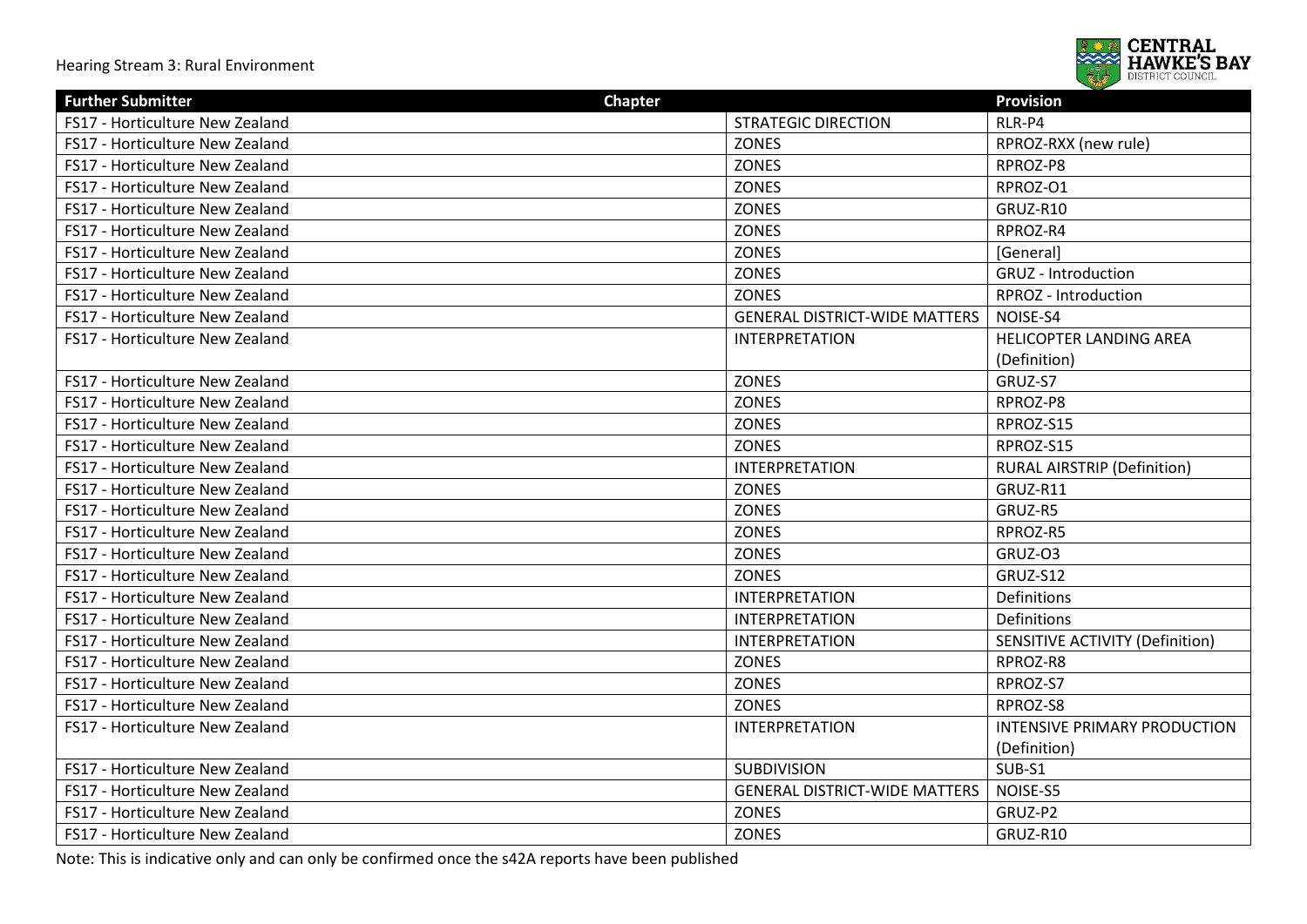| Further Submitter | Chapter | Provision |
|---|---|---|
| FS17 - Horticulture New Zealand | STRATEGIC DIRECTION | RLR-P4 |
| FS17 - Horticulture New Zealand | ZONES | RPROZ-RXX (new rule) |
| FS17 - Horticulture New Zealand | ZONES | RPROZ-P8 |
| FS17 - Horticulture New Zealand | ZONES | RPROZ-O1 |
| FS17 - Horticulture New Zealand | ZONES | GRUZ-R10 |
| FS17 - Horticulture New Zealand | ZONES | RPROZ-R4 |
| FS17 - Horticulture New Zealand | ZONES | [General] |
| FS17 - Horticulture New Zealand | ZONES | GRUZ - Introduction |
| FS17 - Horticulture New Zealand | ZONES | RPROZ - Introduction |
| FS17 - Horticulture New Zealand | GENERAL DISTRICT-WIDE MATTERS | NOISE-S4 |
| FS17 - Horticulture New Zealand | INTERPRETATION | HELICOPTER LANDING AREA (Definition) |
| FS17 - Horticulture New Zealand | ZONES | GRUZ-S7 |
| FS17 - Horticulture New Zealand | ZONES | RPROZ-P8 |
| FS17 - Horticulture New Zealand | ZONES | RPROZ-S15 |
| FS17 - Horticulture New Zealand | ZONES | RPROZ-S15 |
| FS17 - Horticulture New Zealand | INTERPRETATION | RURAL AIRSTRIP (Definition) |
| FS17 - Horticulture New Zealand | ZONES | GRUZ-R11 |
| FS17 - Horticulture New Zealand | ZONES | GRUZ-R5 |
| FS17 - Horticulture New Zealand | ZONES | RPROZ-R5 |
| FS17 - Horticulture New Zealand | ZONES | GRUZ-O3 |
| FS17 - Horticulture New Zealand | ZONES | GRUZ-S12 |
| FS17 - Horticulture New Zealand | INTERPRETATION | Definitions |
| FS17 - Horticulture New Zealand | INTERPRETATION | Definitions |
| FS17 - Horticulture New Zealand | INTERPRETATION | SENSITIVE ACTIVITY (Definition) |
| FS17 - Horticulture New Zealand | ZONES | RPROZ-R8 |
| FS17 - Horticulture New Zealand | ZONES | RPROZ-S7 |
| FS17 - Horticulture New Zealand | ZONES | RPROZ-S8 |
| FS17 - Horticulture New Zealand | INTERPRETATION | INTENSIVE PRIMARY PRODUCTION (Definition) |
| FS17 - Horticulture New Zealand | SUBDIVISION | SUB-S1 |
| FS17 - Horticulture New Zealand | GENERAL DISTRICT-WIDE MATTERS | NOISE-S5 |
| FS17 - Horticulture New Zealand | ZONES | GRUZ-P2 |
| FS17 - Horticulture New Zealand | ZONES | GRUZ-R10 |

Note: This is indicative only and can only be confirmed once the s42A reports have been published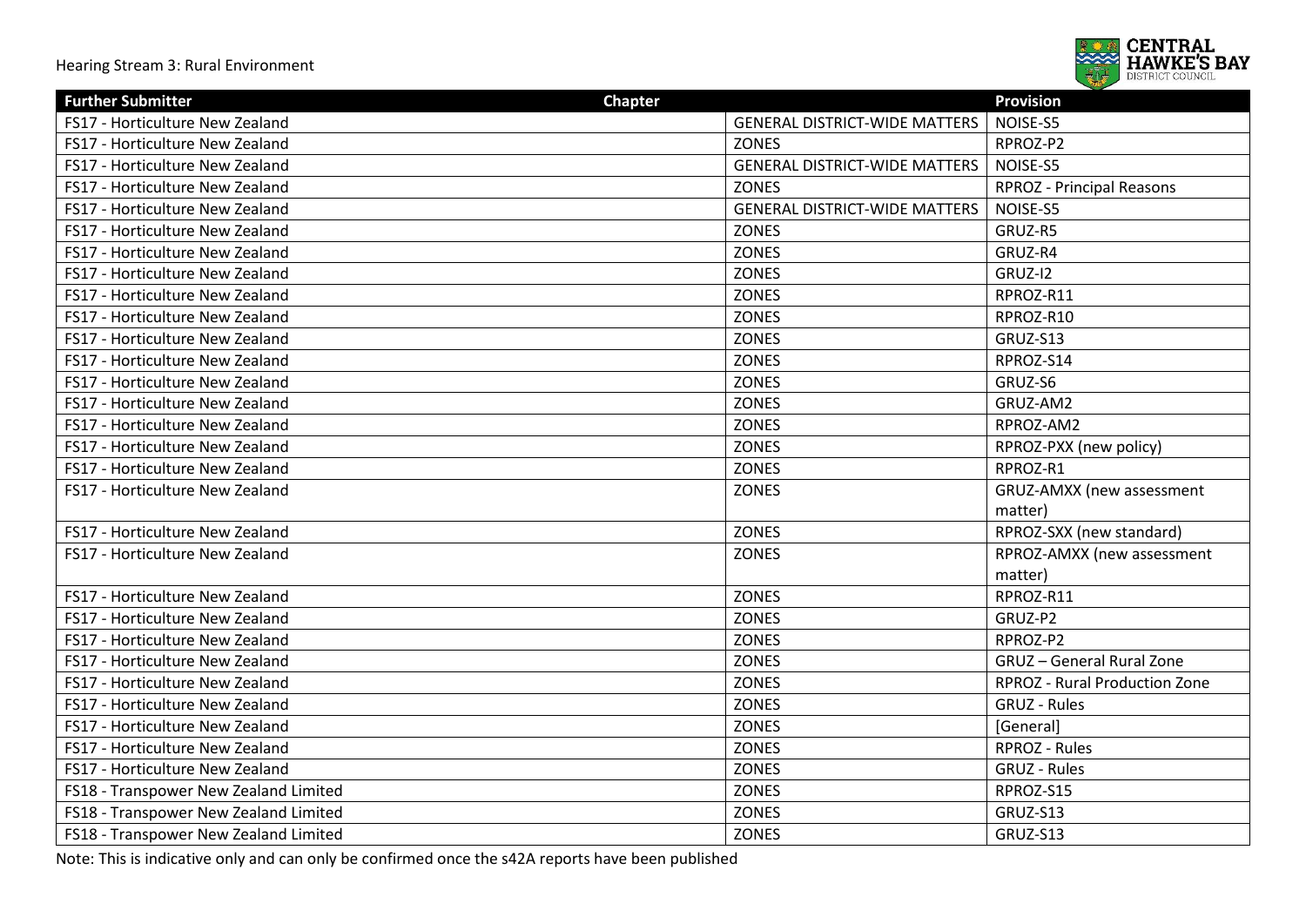| Further Submitter | Chapter | Provision |
| --- | --- | --- |
| FS17 - Horticulture New Zealand | GENERAL DISTRICT-WIDE MATTERS | NOISE-S5 |
| FS17 - Horticulture New Zealand | ZONES | RPROZ-P2 |
| FS17 - Horticulture New Zealand | GENERAL DISTRICT-WIDE MATTERS | NOISE-S5 |
| FS17 - Horticulture New Zealand | ZONES | RPROZ - Principal Reasons |
| FS17 - Horticulture New Zealand | GENERAL DISTRICT-WIDE MATTERS | NOISE-S5 |
| FS17 - Horticulture New Zealand | ZONES | GRUZ-R5 |
| FS17 - Horticulture New Zealand | ZONES | GRUZ-R4 |
| FS17 - Horticulture New Zealand | ZONES | GRUZ-I2 |
| FS17 - Horticulture New Zealand | ZONES | RPROZ-R11 |
| FS17 - Horticulture New Zealand | ZONES | RPROZ-R10 |
| FS17 - Horticulture New Zealand | ZONES | GRUZ-S13 |
| FS17 - Horticulture New Zealand | ZONES | RPROZ-S14 |
| FS17 - Horticulture New Zealand | ZONES | GRUZ-S6 |
| FS17 - Horticulture New Zealand | ZONES | GRUZ-AM2 |
| FS17 - Horticulture New Zealand | ZONES | RPROZ-AM2 |
| FS17 - Horticulture New Zealand | ZONES | RPROZ-PXX (new policy) |
| FS17 - Horticulture New Zealand | ZONES | RPROZ-R1 |
| FS17 - Horticulture New Zealand | ZONES | GRUZ-AMXX (new assessment matter) |
| FS17 - Horticulture New Zealand | ZONES | RPROZ-SXX (new standard) |
| FS17 - Horticulture New Zealand | ZONES | RPROZ-AMXX (new assessment matter) |
| FS17 - Horticulture New Zealand | ZONES | RPROZ-R11 |
| FS17 - Horticulture New Zealand | ZONES | GRUZ-P2 |
| FS17 - Horticulture New Zealand | ZONES | RPROZ-P2 |
| FS17 - Horticulture New Zealand | ZONES | GRUZ – General Rural Zone |
| FS17 - Horticulture New Zealand | ZONES | RPROZ - Rural Production Zone |
| FS17 - Horticulture New Zealand | ZONES | GRUZ - Rules |
| FS17 - Horticulture New Zealand | ZONES | [General] |
| FS17 - Horticulture New Zealand | ZONES | RPROZ - Rules |
| FS17 - Horticulture New Zealand | ZONES | GRUZ - Rules |
| FS18 - Transpower New Zealand Limited | ZONES | RPROZ-S15 |
| FS18 - Transpower New Zealand Limited | ZONES | GRUZ-S13 |
| FS18 - Transpower New Zealand Limited | ZONES | GRUZ-S13 |

Note: This is indicative only and can only be confirmed once the s42A reports have been published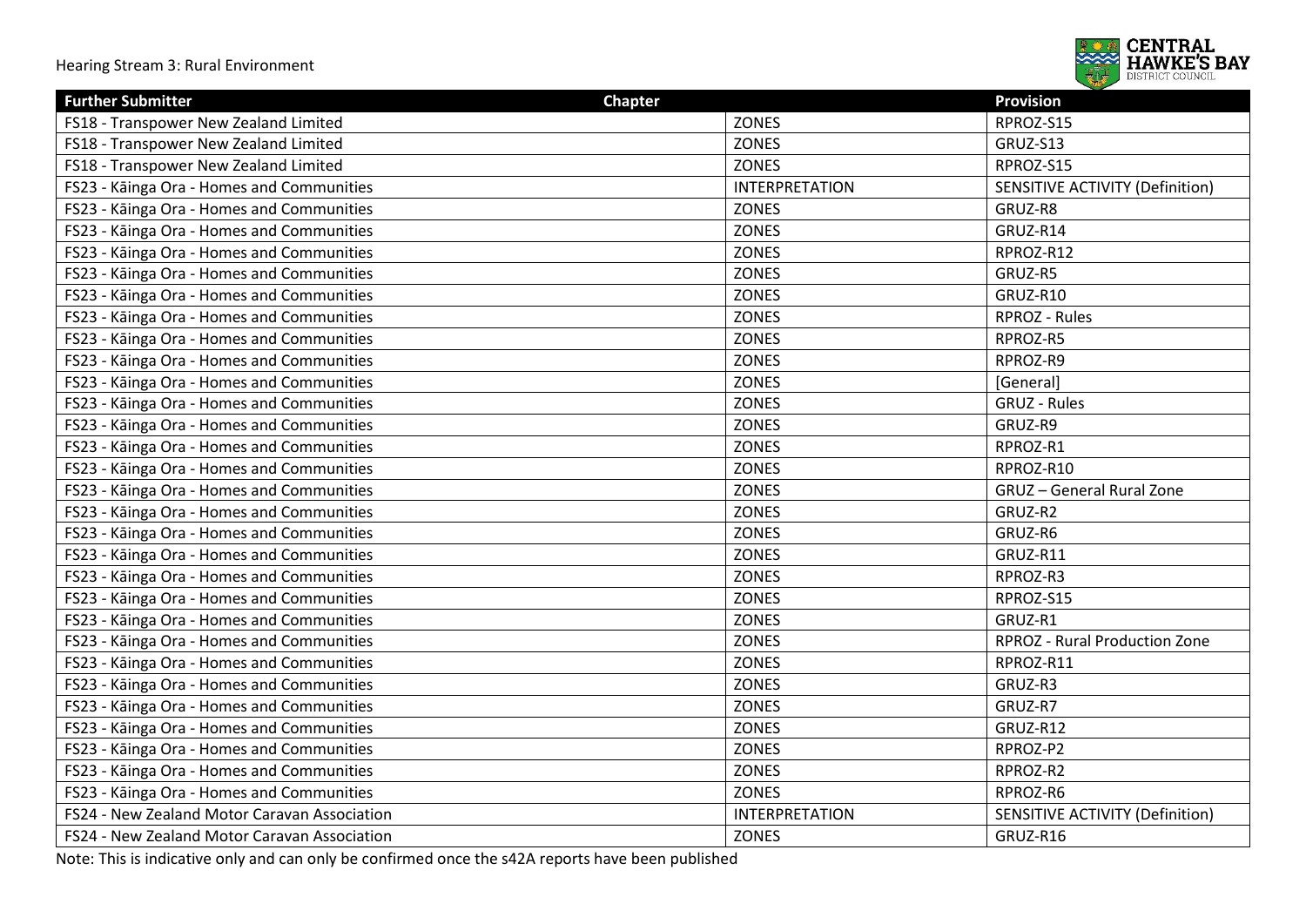| Further Submitter | Chapter | Provision |
|---|---|---|
| FS18 - Transpower New Zealand Limited | ZONES | RPROZ-S15 |
| FS18 - Transpower New Zealand Limited | ZONES | GRUZ-S13 |
| FS18 - Transpower New Zealand Limited | ZONES | RPROZ-S15 |
| FS23 - Kāinga Ora - Homes and Communities | INTERPRETATION | SENSITIVE ACTIVITY (Definition) |
| FS23 - Kāinga Ora - Homes and Communities | ZONES | GRUZ-R8 |
| FS23 - Kāinga Ora - Homes and Communities | ZONES | GRUZ-R14 |
| FS23 - Kāinga Ora - Homes and Communities | ZONES | RPROZ-R12 |
| FS23 - Kāinga Ora - Homes and Communities | ZONES | GRUZ-R5 |
| FS23 - Kāinga Ora - Homes and Communities | ZONES | GRUZ-R10 |
| FS23 - Kāinga Ora - Homes and Communities | ZONES | RPROZ - Rules |
| FS23 - Kāinga Ora - Homes and Communities | ZONES | RPROZ-R5 |
| FS23 - Kāinga Ora - Homes and Communities | ZONES | RPROZ-R9 |
| FS23 - Kāinga Ora - Homes and Communities | ZONES | [General] |
| FS23 - Kāinga Ora - Homes and Communities | ZONES | GRUZ - Rules |
| FS23 - Kāinga Ora - Homes and Communities | ZONES | GRUZ-R9 |
| FS23 - Kāinga Ora - Homes and Communities | ZONES | RPROZ-R1 |
| FS23 - Kāinga Ora - Homes and Communities | ZONES | RPROZ-R10 |
| FS23 - Kāinga Ora - Homes and Communities | ZONES | GRUZ – General Rural Zone |
| FS23 - Kāinga Ora - Homes and Communities | ZONES | GRUZ-R2 |
| FS23 - Kāinga Ora - Homes and Communities | ZONES | GRUZ-R6 |
| FS23 - Kāinga Ora - Homes and Communities | ZONES | GRUZ-R11 |
| FS23 - Kāinga Ora - Homes and Communities | ZONES | RPROZ-R3 |
| FS23 - Kāinga Ora - Homes and Communities | ZONES | RPROZ-S15 |
| FS23 - Kāinga Ora - Homes and Communities | ZONES | GRUZ-R1 |
| FS23 - Kāinga Ora - Homes and Communities | ZONES | RPROZ - Rural Production Zone |
| FS23 - Kāinga Ora - Homes and Communities | ZONES | RPROZ-R11 |
| FS23 - Kāinga Ora - Homes and Communities | ZONES | GRUZ-R3 |
| FS23 - Kāinga Ora - Homes and Communities | ZONES | GRUZ-R7 |
| FS23 - Kāinga Ora - Homes and Communities | ZONES | GRUZ-R12 |
| FS23 - Kāinga Ora - Homes and Communities | ZONES | RPROZ-P2 |
| FS23 - Kāinga Ora - Homes and Communities | ZONES | RPROZ-R2 |
| FS23 - Kāinga Ora - Homes and Communities | ZONES | RPROZ-R6 |
| FS24 - New Zealand Motor Caravan Association | INTERPRETATION | SENSITIVE ACTIVITY (Definition) |
| FS24 - New Zealand Motor Caravan Association | ZONES | GRUZ-R16 |

Note: This is indicative only and can only be confirmed once the s42A reports have been published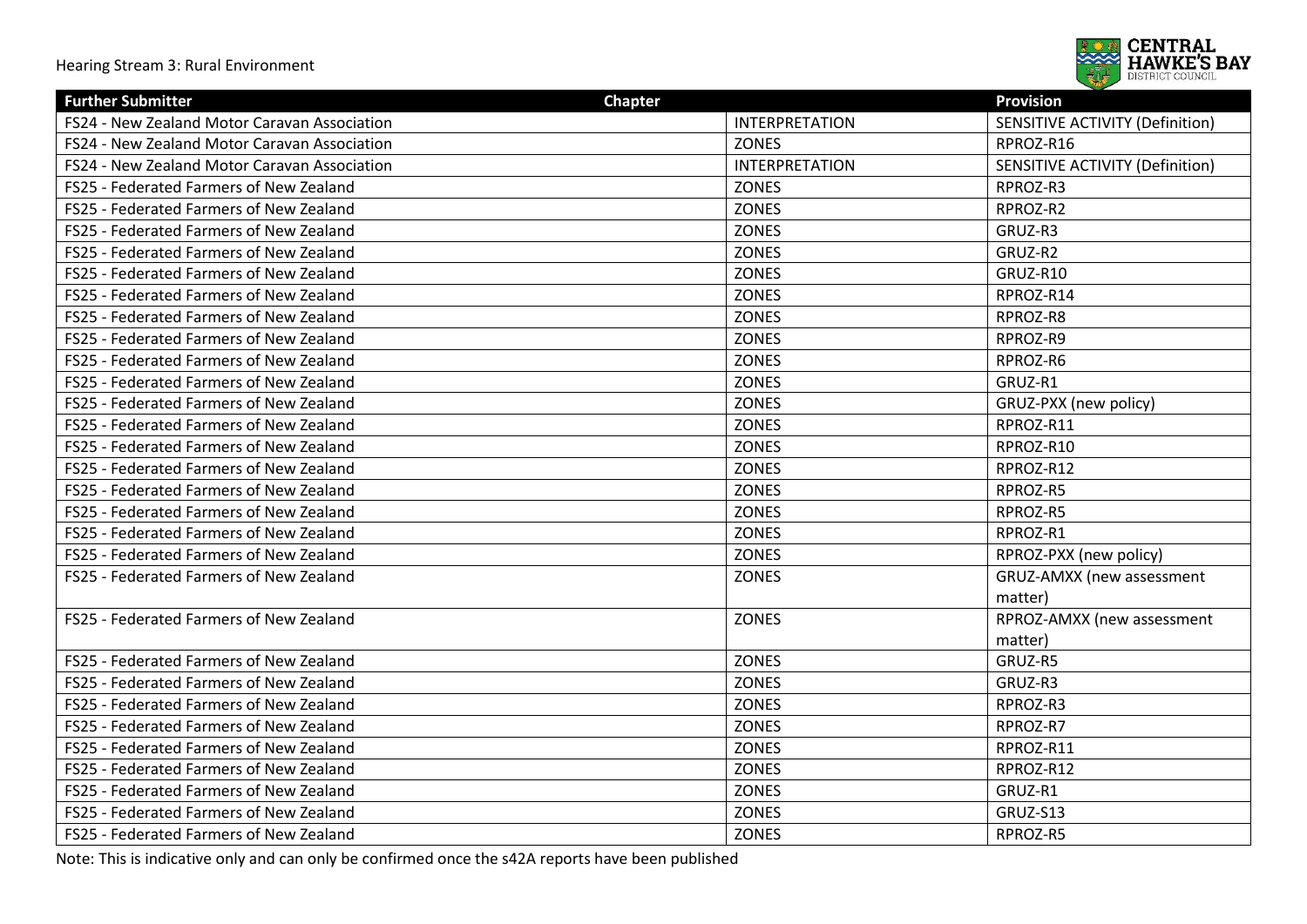| Further Submitter | Chapter | Provision |
|---|---|---|
| FS24 - New Zealand Motor Caravan Association | INTERPRETATION | SENSITIVE ACTIVITY (Definition) |
| FS24 - New Zealand Motor Caravan Association | ZONES | RPROZ-R16 |
| FS24 - New Zealand Motor Caravan Association | INTERPRETATION | SENSITIVE ACTIVITY (Definition) |
| FS25 - Federated Farmers of New Zealand | ZONES | RPROZ-R3 |
| FS25 - Federated Farmers of New Zealand | ZONES | RPROZ-R2 |
| FS25 - Federated Farmers of New Zealand | ZONES | GRUZ-R3 |
| FS25 - Federated Farmers of New Zealand | ZONES | GRUZ-R2 |
| FS25 - Federated Farmers of New Zealand | ZONES | GRUZ-R10 |
| FS25 - Federated Farmers of New Zealand | ZONES | RPROZ-R14 |
| FS25 - Federated Farmers of New Zealand | ZONES | RPROZ-R8 |
| FS25 - Federated Farmers of New Zealand | ZONES | RPROZ-R9 |
| FS25 - Federated Farmers of New Zealand | ZONES | RPROZ-R6 |
| FS25 - Federated Farmers of New Zealand | ZONES | GRUZ-R1 |
| FS25 - Federated Farmers of New Zealand | ZONES | GRUZ-PXX (new policy) |
| FS25 - Federated Farmers of New Zealand | ZONES | RPROZ-R11 |
| FS25 - Federated Farmers of New Zealand | ZONES | RPROZ-R10 |
| FS25 - Federated Farmers of New Zealand | ZONES | RPROZ-R12 |
| FS25 - Federated Farmers of New Zealand | ZONES | RPROZ-R5 |
| FS25 - Federated Farmers of New Zealand | ZONES | RPROZ-R5 |
| FS25 - Federated Farmers of New Zealand | ZONES | RPROZ-R1 |
| FS25 - Federated Farmers of New Zealand | ZONES | RPROZ-PXX (new policy) |
| FS25 - Federated Farmers of New Zealand | ZONES | GRUZ-AMXX (new assessment matter) |
| FS25 - Federated Farmers of New Zealand | ZONES | RPROZ-AMXX (new assessment matter) |
| FS25 - Federated Farmers of New Zealand | ZONES | GRUZ-R5 |
| FS25 - Federated Farmers of New Zealand | ZONES | GRUZ-R3 |
| FS25 - Federated Farmers of New Zealand | ZONES | RPROZ-R3 |
| FS25 - Federated Farmers of New Zealand | ZONES | RPROZ-R7 |
| FS25 - Federated Farmers of New Zealand | ZONES | RPROZ-R11 |
| FS25 - Federated Farmers of New Zealand | ZONES | RPROZ-R12 |
| FS25 - Federated Farmers of New Zealand | ZONES | GRUZ-R1 |
| FS25 - Federated Farmers of New Zealand | ZONES | GRUZ-S13 |
| FS25 - Federated Farmers of New Zealand | ZONES | RPROZ-R5 |

Note: This is indicative only and can only be confirmed once the s42A reports have been published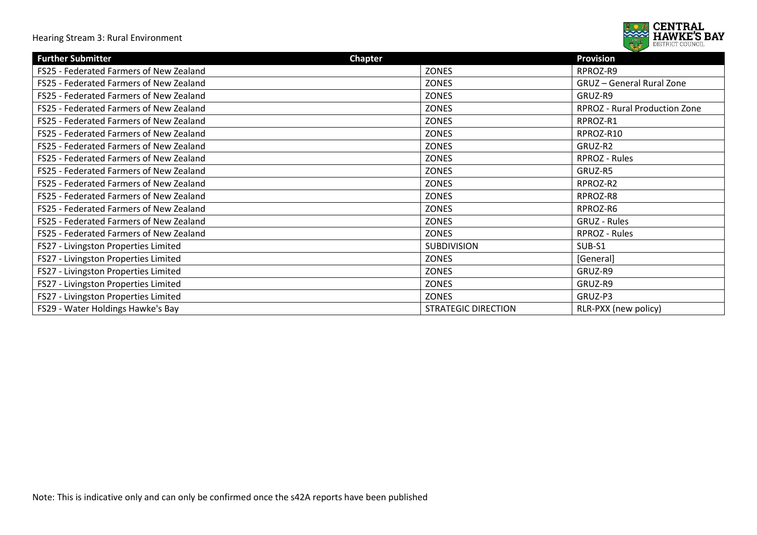| Further Submitter | Chapter | Provision |
|---|---|---|
| FS25 - Federated Farmers of New Zealand | ZONES | RPROZ-R9 |
| FS25 - Federated Farmers of New Zealand | ZONES | GRUZ – General Rural Zone |
| FS25 - Federated Farmers of New Zealand | ZONES | GRUZ-R9 |
| FS25 - Federated Farmers of New Zealand | ZONES | RPROZ - Rural Production Zone |
| FS25 - Federated Farmers of New Zealand | ZONES | RPROZ-R1 |
| FS25 - Federated Farmers of New Zealand | ZONES | RPROZ-R10 |
| FS25 - Federated Farmers of New Zealand | ZONES | GRUZ-R2 |
| FS25 - Federated Farmers of New Zealand | ZONES | RPROZ - Rules |
| FS25 - Federated Farmers of New Zealand | ZONES | GRUZ-R5 |
| FS25 - Federated Farmers of New Zealand | ZONES | RPROZ-R2 |
| FS25 - Federated Farmers of New Zealand | ZONES | RPROZ-R8 |
| FS25 - Federated Farmers of New Zealand | ZONES | RPROZ-R6 |
| FS25 - Federated Farmers of New Zealand | ZONES | GRUZ - Rules |
| FS25 - Federated Farmers of New Zealand | ZONES | RPROZ - Rules |
| FS27 - Livingston Properties Limited | SUBDIVISION | SUB-S1 |
| FS27 - Livingston Properties Limited | ZONES | [General] |
| FS27 - Livingston Properties Limited | ZONES | GRUZ-R9 |
| FS27 - Livingston Properties Limited | ZONES | GRUZ-R9 |
| FS27 - Livingston Properties Limited | ZONES | GRUZ-P3 |
| FS29 - Water Holdings Hawke's Bay | STRATEGIC DIRECTION | RLR-PXX (new policy) |

Note: This is indicative only and can only be confirmed once the s42A reports have been published